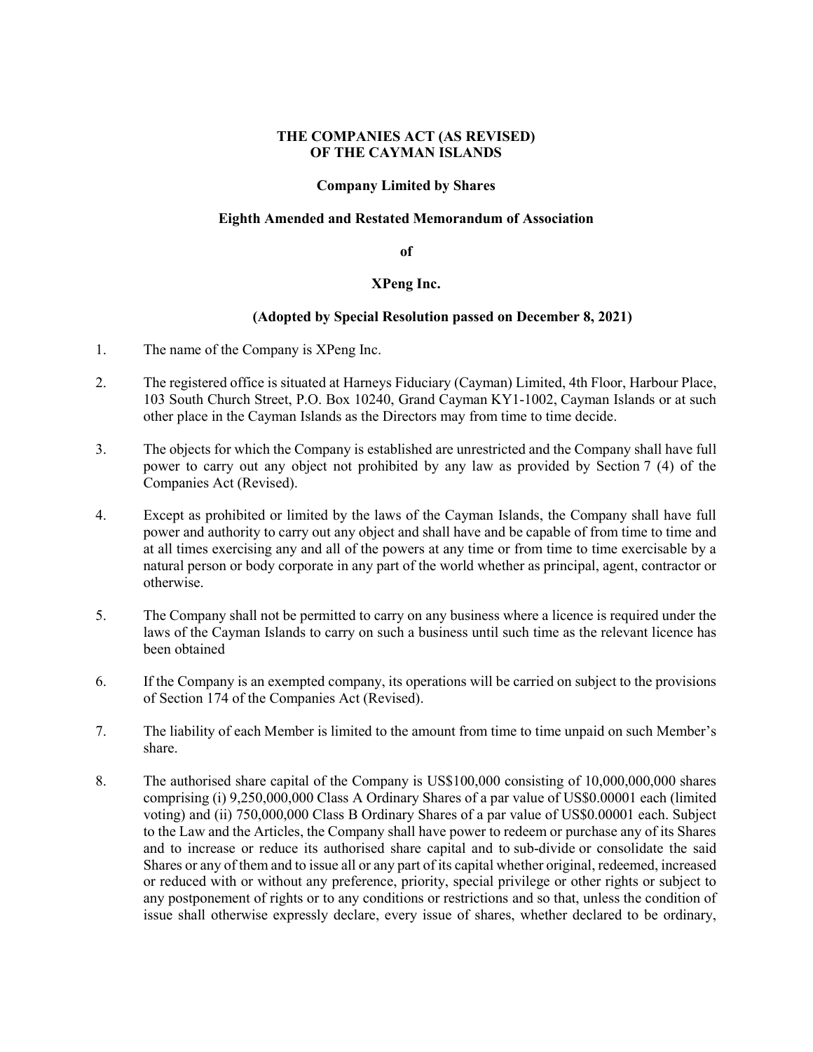**THE COMPANIES ACT (AS REVISED)**
**OF THE CAYMAN ISLANDS**

**Company Limited by Shares**

**Eighth Amended and Restated Memorandum of Association**

**of**

**XPeng Inc.**

**(Adopted by Special Resolution passed on December 8, 2021)**

1. The name of the Company is XPeng Inc.

2. The registered office is situated at Harneys Fiduciary (Cayman) Limited, 4th Floor, Harbour Place, 103 South Church Street, P.O. Box 10240, Grand Cayman KY1-1002, Cayman Islands or at such other place in the Cayman Islands as the Directors may from time to time decide.

3. The objects for which the Company is established are unrestricted and the Company shall have full power to carry out any object not prohibited by any law as provided by Section 7 (4) of the Companies Act (Revised).

4. Except as prohibited or limited by the laws of the Cayman Islands, the Company shall have full power and authority to carry out any object and shall have and be capable of from time to time and at all times exercising any and all of the powers at any time or from time to time exercisable by a natural person or body corporate in any part of the world whether as principal, agent, contractor or otherwise.

5. The Company shall not be permitted to carry on any business where a licence is required under the laws of the Cayman Islands to carry on such a business until such time as the relevant licence has been obtained

6. If the Company is an exempted company, its operations will be carried on subject to the provisions of Section 174 of the Companies Act (Revised).

7. The liability of each Member is limited to the amount from time to time unpaid on such Member's share.

8. The authorised share capital of the Company is US$100,000 consisting of 10,000,000,000 shares comprising (i) 9,250,000,000 Class A Ordinary Shares of a par value of US$0.00001 each (limited voting) and (ii) 750,000,000 Class B Ordinary Shares of a par value of US$0.00001 each. Subject to the Law and the Articles, the Company shall have power to redeem or purchase any of its Shares and to increase or reduce its authorised share capital and to sub-divide or consolidate the said Shares or any of them and to issue all or any part of its capital whether original, redeemed, increased or reduced with or without any preference, priority, special privilege or other rights or subject to any postponement of rights or to any conditions or restrictions and so that, unless the condition of issue shall otherwise expressly declare, every issue of shares, whether declared to be ordinary,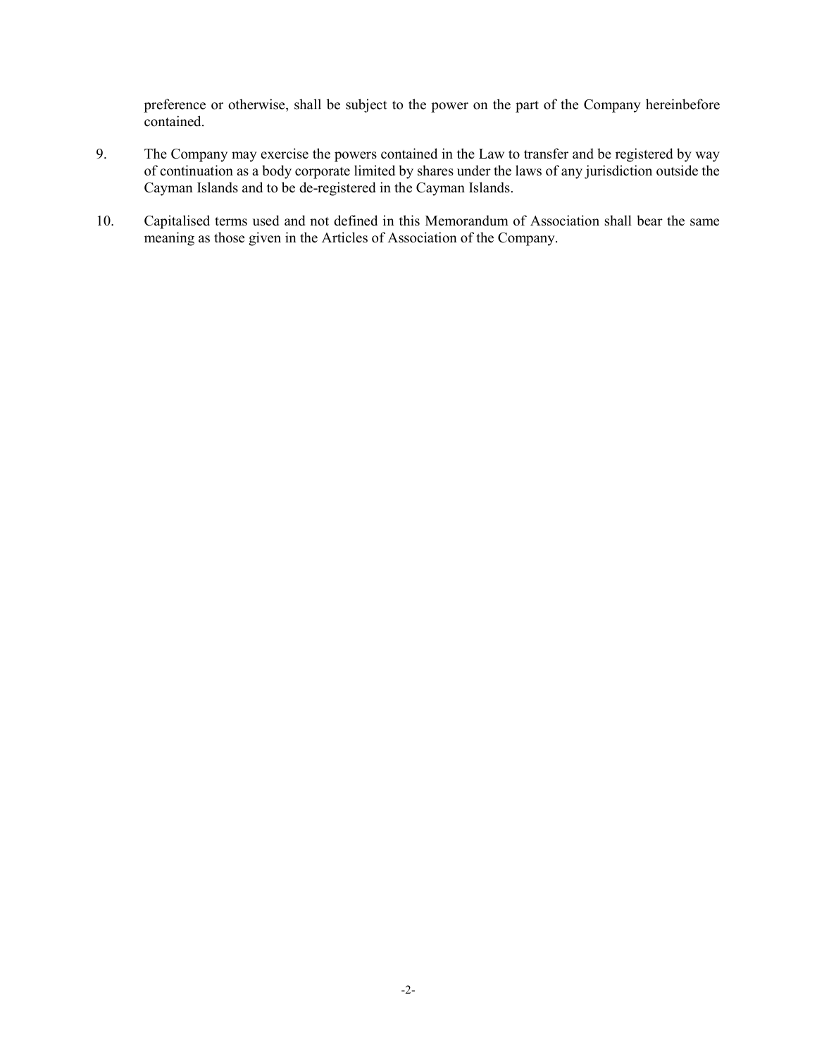preference or otherwise, shall be subject to the power on the part of the Company hereinbefore contained.

9. The Company may exercise the powers contained in the Law to transfer and be registered by way of continuation as a body corporate limited by shares under the laws of any jurisdiction outside the Cayman Islands and to be de-registered in the Cayman Islands.

10. Capitalised terms used and not defined in this Memorandum of Association shall bear the same meaning as those given in the Articles of Association of the Company.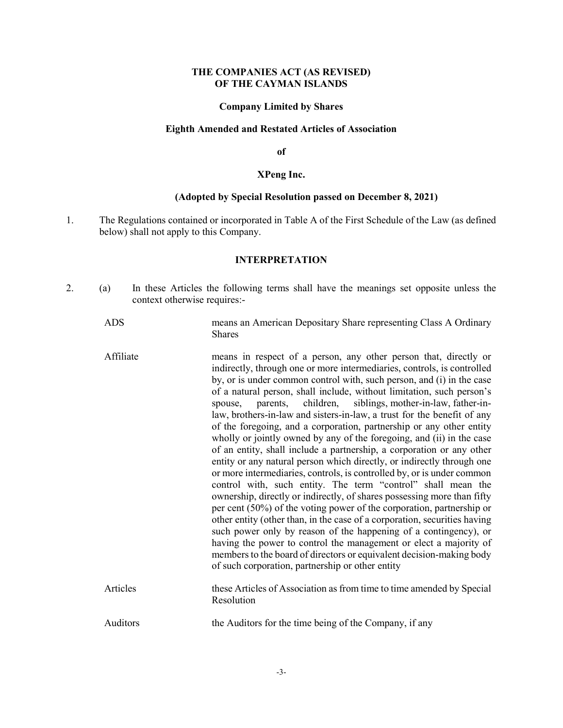**THE COMPANIES ACT (AS REVISED)**
**OF THE CAYMAN ISLANDS**

**Company Limited by Shares**

**Eighth Amended and Restated Articles of Association**

**of**

**XPeng Inc.**

**(Adopted by Special Resolution passed on December 8, 2021)**

1. The Regulations contained or incorporated in Table A of the First Schedule of the Law (as defined below) shall not apply to this Company.

## INTERPRETATION

2. (a) In these Articles the following terms shall have the meanings set opposite unless the context otherwise requires:-

| | |
|---|---|
| ADS | means an American Depositary Share representing Class A Ordinary Shares |
| Affiliate | means in respect of a person, any other person that, directly or indirectly, through one or more intermediaries, controls, is controlled by, or is under common control with, such person, and (i) in the case of a natural person, shall include, without limitation, such person's spouse, parents, children, siblings, mother-in-law, father-in-law, brothers-in-law and sisters-in-law, a trust for the benefit of any of the foregoing, and a corporation, partnership or any other entity wholly or jointly owned by any of the foregoing, and (ii) in the case of an entity, shall include a partnership, a corporation or any other entity or any natural person which directly, or indirectly through one or more intermediaries, controls, is controlled by, or is under common control with, such entity. The term "control" shall mean the ownership, directly or indirectly, of shares possessing more than fifty per cent (50%) of the voting power of the corporation, partnership or other entity (other than, in the case of a corporation, securities having such power only by reason of the happening of a contingency), or having the power to control the management or elect a majority of members to the board of directors or equivalent decision-making body of such corporation, partnership or other entity |
| Articles | these Articles of Association as from time to time amended by Special Resolution |
| Auditors | the Auditors for the time being of the Company, if any |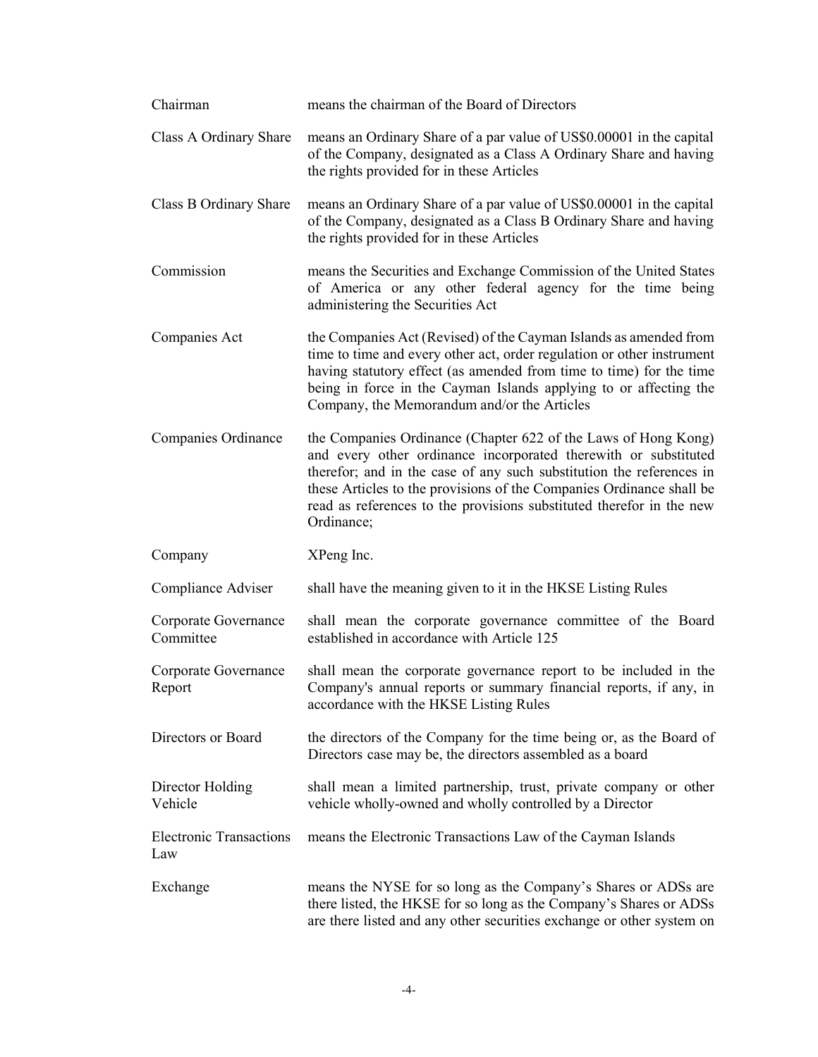| | |
|---|---|
| Chairman | means the chairman of the Board of Directors |
| Class A Ordinary Share | means an Ordinary Share of a par value of US$0.00001 in the capital of the Company, designated as a Class A Ordinary Share and having the rights provided for in these Articles |
| Class B Ordinary Share | means an Ordinary Share of a par value of US$0.00001 in the capital of the Company, designated as a Class B Ordinary Share and having the rights provided for in these Articles |
| Commission | means the Securities and Exchange Commission of the United States of America or any other federal agency for the time being administering the Securities Act |
| Companies Act | the Companies Act (Revised) of the Cayman Islands as amended from time to time and every other act, order regulation or other instrument having statutory effect (as amended from time to time) for the time being in force in the Cayman Islands applying to or affecting the Company, the Memorandum and/or the Articles |
| Companies Ordinance | the Companies Ordinance (Chapter 622 of the Laws of Hong Kong) and every other ordinance incorporated therewith or substituted therefor; and in the case of any such substitution the references in these Articles to the provisions of the Companies Ordinance shall be read as references to the provisions substituted therefor in the new Ordinance; |
| Company | XPeng Inc. |
| Compliance Adviser | shall have the meaning given to it in the HKSE Listing Rules |
| Corporate Governance Committee | shall mean the corporate governance committee of the Board established in accordance with Article 125 |
| Corporate Governance Report | shall mean the corporate governance report to be included in the Company's annual reports or summary financial reports, if any, in accordance with the HKSE Listing Rules |
| Directors or Board | the directors of the Company for the time being or, as the Board of Directors case may be, the directors assembled as a board |
| Director Holding Vehicle | shall mean a limited partnership, trust, private company or other vehicle wholly-owned and wholly controlled by a Director |
| Electronic Transactions Law | means the Electronic Transactions Law of the Cayman Islands |
| Exchange | means the NYSE for so long as the Company's Shares or ADSs are there listed, the HKSE for so long as the Company's Shares or ADSs are there listed and any other securities exchange or other system on |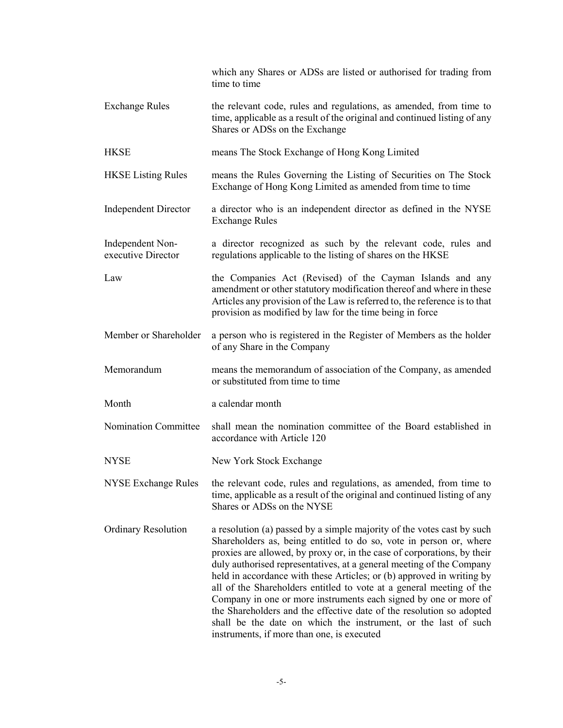| | |
|---|---|
| | which any Shares or ADSs are listed or authorised for trading from time to time |
| Exchange Rules | the relevant code, rules and regulations, as amended, from time to time, applicable as a result of the original and continued listing of any Shares or ADSs on the Exchange |
| HKSE | means The Stock Exchange of Hong Kong Limited |
| HKSE Listing Rules | means the Rules Governing the Listing of Securities on The Stock Exchange of Hong Kong Limited as amended from time to time |
| Independent Director | a director who is an independent director as defined in the NYSE Exchange Rules |
| Independent Non-executive Director | a director recognized as such by the relevant code, rules and regulations applicable to the listing of shares on the HKSE |
| Law | the Companies Act (Revised) of the Cayman Islands and any amendment or other statutory modification thereof and where in these Articles any provision of the Law is referred to, the reference is to that provision as modified by law for the time being in force |
| Member or Shareholder | a person who is registered in the Register of Members as the holder of any Share in the Company |
| Memorandum | means the memorandum of association of the Company, as amended or substituted from time to time |
| Month | a calendar month |
| Nomination Committee | shall mean the nomination committee of the Board established in accordance with Article 120 |
| NYSE | New York Stock Exchange |
| NYSE Exchange Rules | the relevant code, rules and regulations, as amended, from time to time, applicable as a result of the original and continued listing of any Shares or ADSs on the NYSE |
| Ordinary Resolution | a resolution (a) passed by a simple majority of the votes cast by such Shareholders as, being entitled to do so, vote in person or, where proxies are allowed, by proxy or, in the case of corporations, by their duly authorised representatives, at a general meeting of the Company held in accordance with these Articles; or (b) approved in writing by all of the Shareholders entitled to vote at a general meeting of the Company in one or more instruments each signed by one or more of the Shareholders and the effective date of the resolution so adopted shall be the date on which the instrument, or the last of such instruments, if more than one, is executed |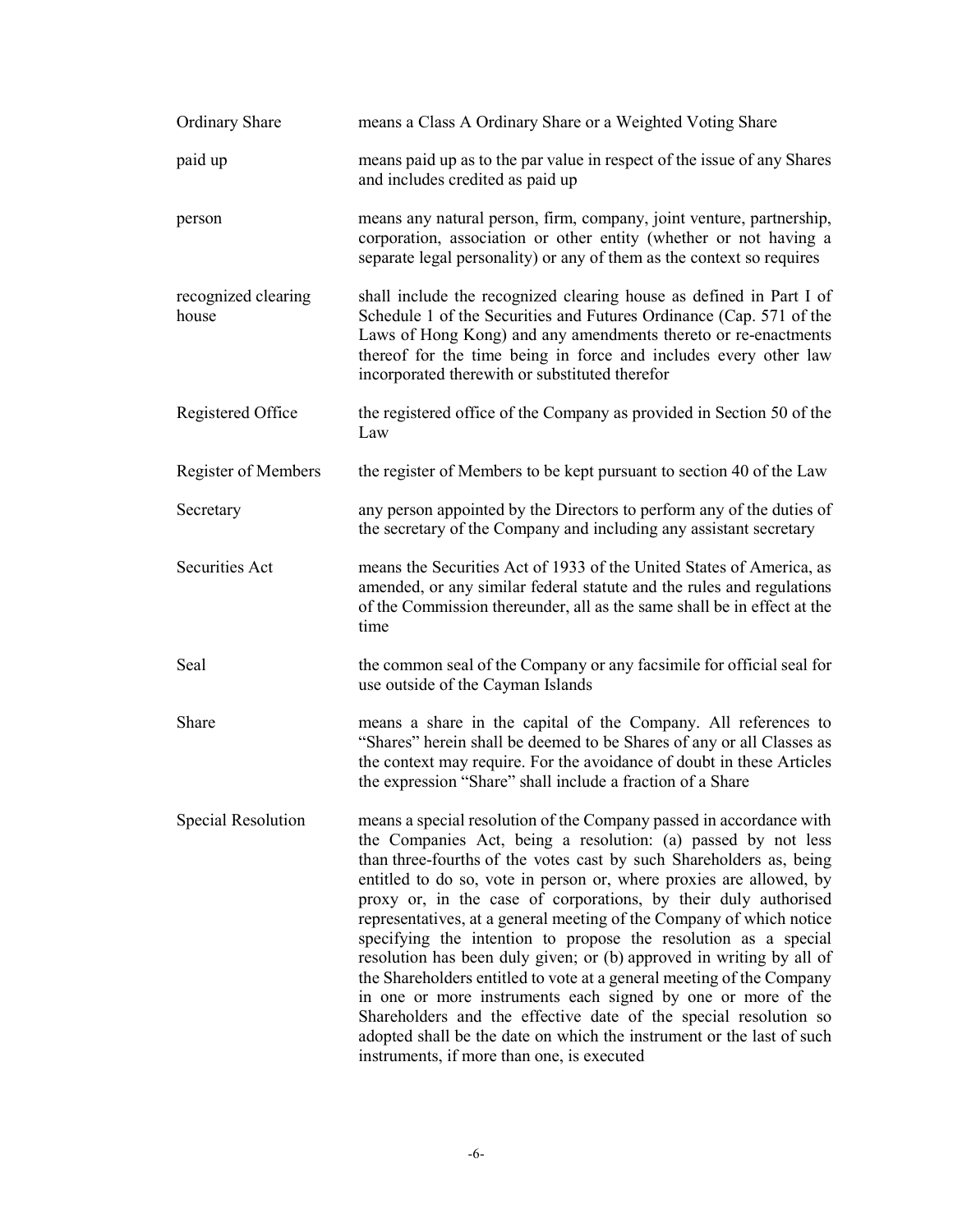| | |
|---|---|
| Ordinary Share | means a Class A Ordinary Share or a Weighted Voting Share |
| paid up | means paid up as to the par value in respect of the issue of any Shares and includes credited as paid up |
| person | means any natural person, firm, company, joint venture, partnership, corporation, association or other entity (whether or not having a separate legal personality) or any of them as the context so requires |
| recognized clearing house | shall include the recognized clearing house as defined in Part I of Schedule 1 of the Securities and Futures Ordinance (Cap. 571 of the Laws of Hong Kong) and any amendments thereto or re-enactments thereof for the time being in force and includes every other law incorporated therewith or substituted therefor |
| Registered Office | the registered office of the Company as provided in Section 50 of the Law |
| Register of Members | the register of Members to be kept pursuant to section 40 of the Law |
| Secretary | any person appointed by the Directors to perform any of the duties of the secretary of the Company and including any assistant secretary |
| Securities Act | means the Securities Act of 1933 of the United States of America, as amended, or any similar federal statute and the rules and regulations of the Commission thereunder, all as the same shall be in effect at the time |
| Seal | the common seal of the Company or any facsimile for official seal for use outside of the Cayman Islands |
| Share | means a share in the capital of the Company. All references to "Shares" herein shall be deemed to be Shares of any or all Classes as the context may require. For the avoidance of doubt in these Articles the expression "Share" shall include a fraction of a Share |
| Special Resolution | means a special resolution of the Company passed in accordance with the Companies Act, being a resolution: (a) passed by not less than three-fourths of the votes cast by such Shareholders as, being entitled to do so, vote in person or, where proxies are allowed, by proxy or, in the case of corporations, by their duly authorised representatives, at a general meeting of the Company of which notice specifying the intention to propose the resolution as a special resolution has been duly given; or (b) approved in writing by all of the Shareholders entitled to vote at a general meeting of the Company in one or more instruments each signed by one or more of the Shareholders and the effective date of the special resolution so adopted shall be the date on which the instrument or the last of such instruments, if more than one, is executed |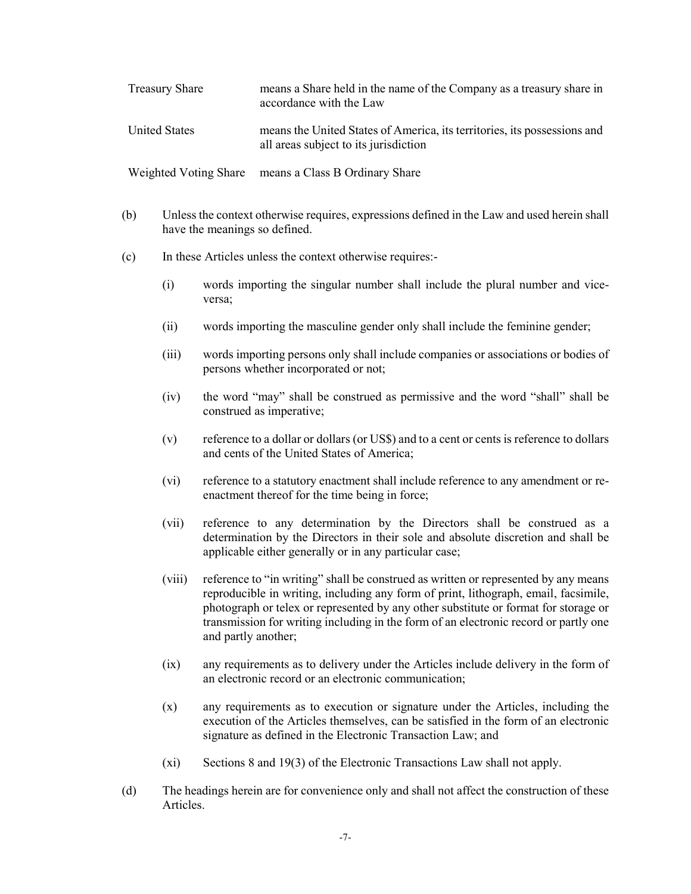| | |
|---|---|
| Treasury Share | means a Share held in the name of the Company as a treasury share in accordance with the Law |
| United States | means the United States of America, its territories, its possessions and all areas subject to its jurisdiction |
| Weighted Voting Share | means a Class B Ordinary Share |

(b) Unless the context otherwise requires, expressions defined in the Law and used herein shall have the meanings so defined.

(c) In these Articles unless the context otherwise requires:-

(i) words importing the singular number shall include the plural number and vice-versa;

(ii) words importing the masculine gender only shall include the feminine gender;

(iii) words importing persons only shall include companies or associations or bodies of persons whether incorporated or not;

(iv) the word "may" shall be construed as permissive and the word "shall" shall be construed as imperative;

(v) reference to a dollar or dollars (or US$) and to a cent or cents is reference to dollars and cents of the United States of America;

(vi) reference to a statutory enactment shall include reference to any amendment or re-enactment thereof for the time being in force;

(vii) reference to any determination by the Directors shall be construed as a determination by the Directors in their sole and absolute discretion and shall be applicable either generally or in any particular case;

(viii) reference to "in writing" shall be construed as written or represented by any means reproducible in writing, including any form of print, lithograph, email, facsimile, photograph or telex or represented by any other substitute or format for storage or transmission for writing including in the form of an electronic record or partly one and partly another;

(ix) any requirements as to delivery under the Articles include delivery in the form of an electronic record or an electronic communication;

(x) any requirements as to execution or signature under the Articles, including the execution of the Articles themselves, can be satisfied in the form of an electronic signature as defined in the Electronic Transaction Law; and

(xi) Sections 8 and 19(3) of the Electronic Transactions Law shall not apply.

(d) The headings herein are for convenience only and shall not affect the construction of these Articles.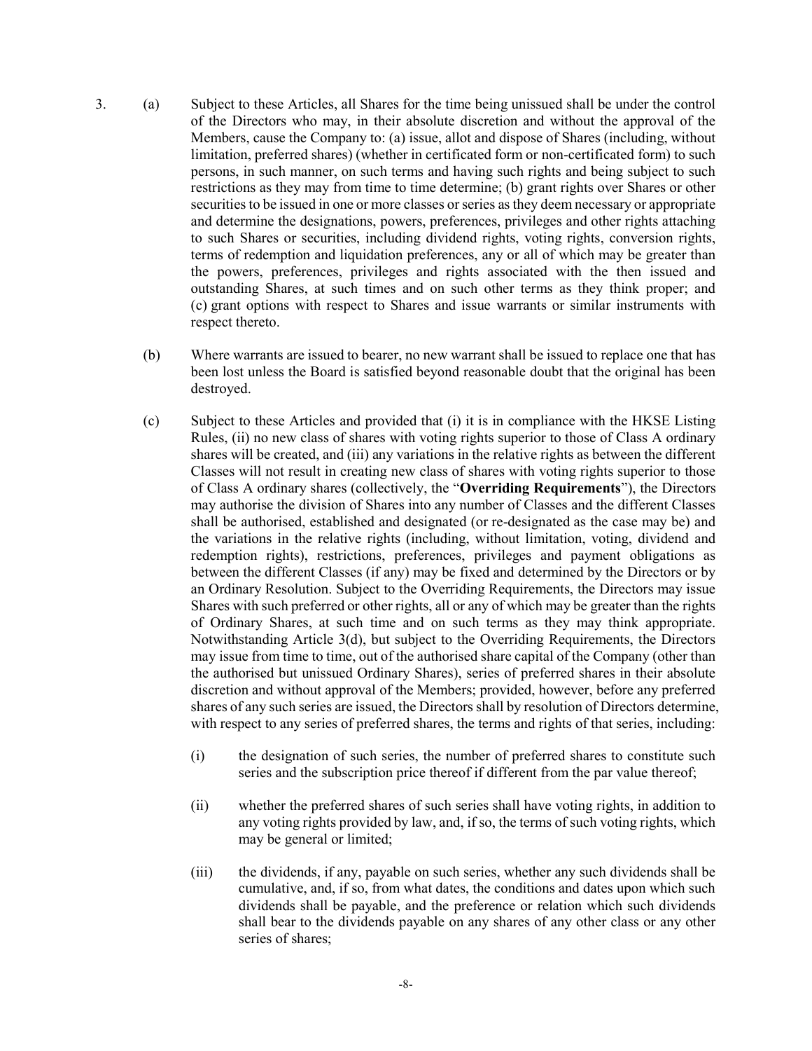3. (a) Subject to these Articles, all Shares for the time being unissued shall be under the control of the Directors who may, in their absolute discretion and without the approval of the Members, cause the Company to: (a) issue, allot and dispose of Shares (including, without limitation, preferred shares) (whether in certificated form or non-certificated form) to such persons, in such manner, on such terms and having such rights and being subject to such restrictions as they may from time to time determine; (b) grant rights over Shares or other securities to be issued in one or more classes or series as they deem necessary or appropriate and determine the designations, powers, preferences, privileges and other rights attaching to such Shares or securities, including dividend rights, voting rights, conversion rights, terms of redemption and liquidation preferences, any or all of which may be greater than the powers, preferences, privileges and rights associated with the then issued and outstanding Shares, at such times and on such other terms as they think proper; and (c) grant options with respect to Shares and issue warrants or similar instruments with respect thereto.

   (b) Where warrants are issued to bearer, no new warrant shall be issued to replace one that has been lost unless the Board is satisfied beyond reasonable doubt that the original has been destroyed.

   (c) Subject to these Articles and provided that (i) it is in compliance with the HKSE Listing Rules, (ii) no new class of shares with voting rights superior to those of Class A ordinary shares will be created, and (iii) any variations in the relative rights as between the different Classes will not result in creating new class of shares with voting rights superior to those of Class A ordinary shares (collectively, the "**Overriding Requirements**"), the Directors may authorise the division of Shares into any number of Classes and the different Classes shall be authorised, established and designated (or re-designated as the case may be) and the variations in the relative rights (including, without limitation, voting, dividend and redemption rights), restrictions, preferences, privileges and payment obligations as between the different Classes (if any) may be fixed and determined by the Directors or by an Ordinary Resolution. Subject to the Overriding Requirements, the Directors may issue Shares with such preferred or other rights, all or any of which may be greater than the rights of Ordinary Shares, at such time and on such terms as they may think appropriate. Notwithstanding Article 3(d), but subject to the Overriding Requirements, the Directors may issue from time to time, out of the authorised share capital of the Company (other than the authorised but unissued Ordinary Shares), series of preferred shares in their absolute discretion and without approval of the Members; provided, however, before any preferred shares of any such series are issued, the Directors shall by resolution of Directors determine, with respect to any series of preferred shares, the terms and rights of that series, including:

      (i) the designation of such series, the number of preferred shares to constitute such series and the subscription price thereof if different from the par value thereof;

      (ii) whether the preferred shares of such series shall have voting rights, in addition to any voting rights provided by law, and, if so, the terms of such voting rights, which may be general or limited;

      (iii) the dividends, if any, payable on such series, whether any such dividends shall be cumulative, and, if so, from what dates, the conditions and dates upon which such dividends shall be payable, and the preference or relation which such dividends shall bear to the dividends payable on any shares of any other class or any other series of shares;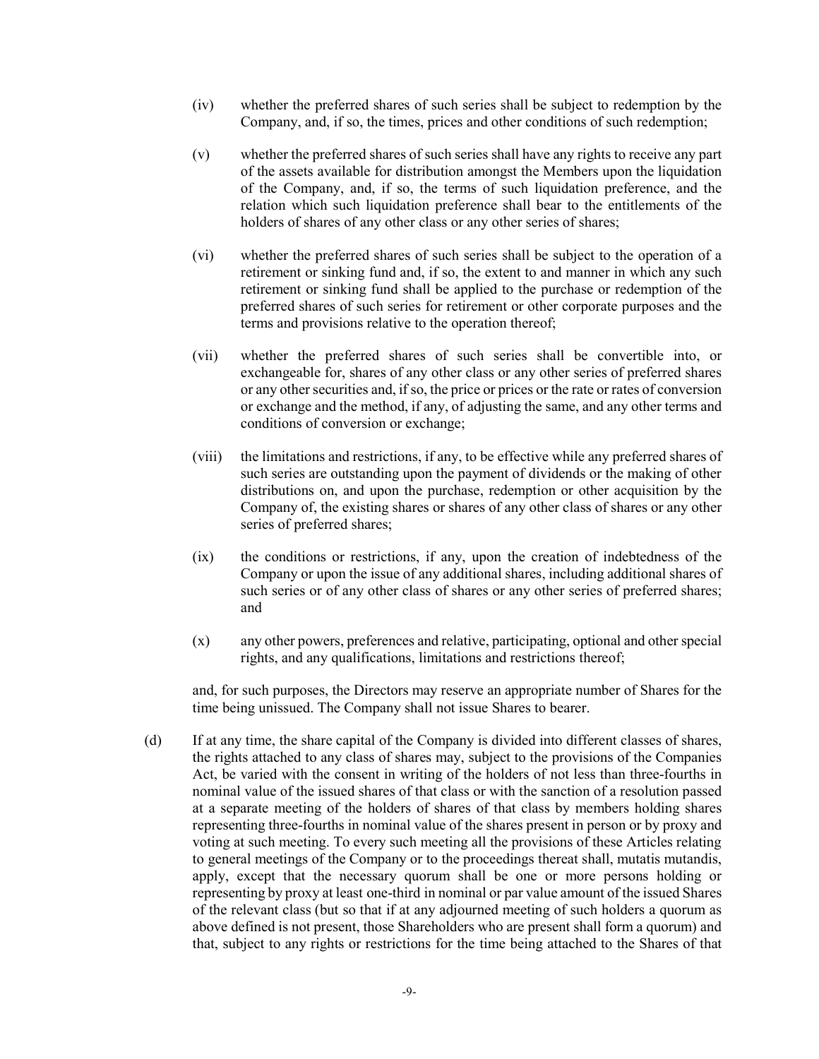(iv) whether the preferred shares of such series shall be subject to redemption by the Company, and, if so, the times, prices and other conditions of such redemption;

(v) whether the preferred shares of such series shall have any rights to receive any part of the assets available for distribution amongst the Members upon the liquidation of the Company, and, if so, the terms of such liquidation preference, and the relation which such liquidation preference shall bear to the entitlements of the holders of shares of any other class or any other series of shares;

(vi) whether the preferred shares of such series shall be subject to the operation of a retirement or sinking fund and, if so, the extent to and manner in which any such retirement or sinking fund shall be applied to the purchase or redemption of the preferred shares of such series for retirement or other corporate purposes and the terms and provisions relative to the operation thereof;

(vii) whether the preferred shares of such series shall be convertible into, or exchangeable for, shares of any other class or any other series of preferred shares or any other securities and, if so, the price or prices or the rate or rates of conversion or exchange and the method, if any, of adjusting the same, and any other terms and conditions of conversion or exchange;

(viii) the limitations and restrictions, if any, to be effective while any preferred shares of such series are outstanding upon the payment of dividends or the making of other distributions on, and upon the purchase, redemption or other acquisition by the Company of, the existing shares or shares of any other class of shares or any other series of preferred shares;

(ix) the conditions or restrictions, if any, upon the creation of indebtedness of the Company or upon the issue of any additional shares, including additional shares of such series or of any other class of shares or any other series of preferred shares; and

(x) any other powers, preferences and relative, participating, optional and other special rights, and any qualifications, limitations and restrictions thereof;

and, for such purposes, the Directors may reserve an appropriate number of Shares for the time being unissued. The Company shall not issue Shares to bearer.

(d) If at any time, the share capital of the Company is divided into different classes of shares, the rights attached to any class of shares may, subject to the provisions of the Companies Act, be varied with the consent in writing of the holders of not less than three-fourths in nominal value of the issued shares of that class or with the sanction of a resolution passed at a separate meeting of the holders of shares of that class by members holding shares representing three-fourths in nominal value of the shares present in person or by proxy and voting at such meeting. To every such meeting all the provisions of these Articles relating to general meetings of the Company or to the proceedings thereat shall, mutatis mutandis, apply, except that the necessary quorum shall be one or more persons holding or representing by proxy at least one-third in nominal or par value amount of the issued Shares of the relevant class (but so that if at any adjourned meeting of such holders a quorum as above defined is not present, those Shareholders who are present shall form a quorum) and that, subject to any rights or restrictions for the time being attached to the Shares of that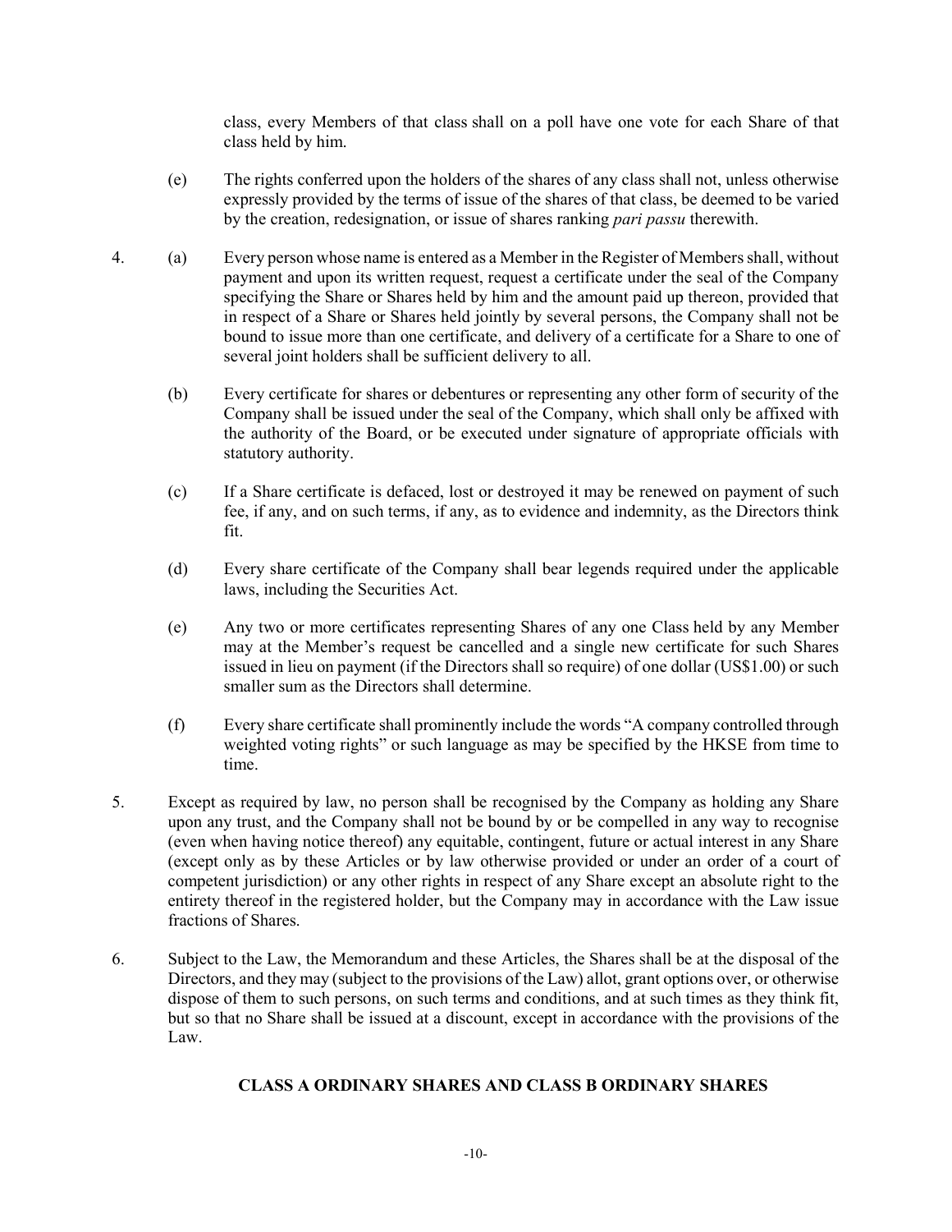class, every Members of that class shall on a poll have one vote for each Share of that class held by him.

(e) The rights conferred upon the holders of the shares of any class shall not, unless otherwise expressly provided by the terms of issue of the shares of that class, be deemed to be varied by the creation, redesignation, or issue of shares ranking *pari passu* therewith.

4. (a) Every person whose name is entered as a Member in the Register of Members shall, without payment and upon its written request, request a certificate under the seal of the Company specifying the Share or Shares held by him and the amount paid up thereon, provided that in respect of a Share or Shares held jointly by several persons, the Company shall not be bound to issue more than one certificate, and delivery of a certificate for a Share to one of several joint holders shall be sufficient delivery to all.

(b) Every certificate for shares or debentures or representing any other form of security of the Company shall be issued under the seal of the Company, which shall only be affixed with the authority of the Board, or be executed under signature of appropriate officials with statutory authority.

(c) If a Share certificate is defaced, lost or destroyed it may be renewed on payment of such fee, if any, and on such terms, if any, as to evidence and indemnity, as the Directors think fit.

(d) Every share certificate of the Company shall bear legends required under the applicable laws, including the Securities Act.

(e) Any two or more certificates representing Shares of any one Class held by any Member may at the Member's request be cancelled and a single new certificate for such Shares issued in lieu on payment (if the Directors shall so require) of one dollar (US$1.00) or such smaller sum as the Directors shall determine.

(f) Every share certificate shall prominently include the words "A company controlled through weighted voting rights" or such language as may be specified by the HKSE from time to time.

5. Except as required by law, no person shall be recognised by the Company as holding any Share upon any trust, and the Company shall not be bound by or be compelled in any way to recognise (even when having notice thereof) any equitable, contingent, future or actual interest in any Share (except only as by these Articles or by law otherwise provided or under an order of a court of competent jurisdiction) or any other rights in respect of any Share except an absolute right to the entirety thereof in the registered holder, but the Company may in accordance with the Law issue fractions of Shares.

6. Subject to the Law, the Memorandum and these Articles, the Shares shall be at the disposal of the Directors, and they may (subject to the provisions of the Law) allot, grant options over, or otherwise dispose of them to such persons, on such terms and conditions, and at such times as they think fit, but so that no Share shall be issued at a discount, except in accordance with the provisions of the Law.

## CLASS A ORDINARY SHARES AND CLASS B ORDINARY SHARES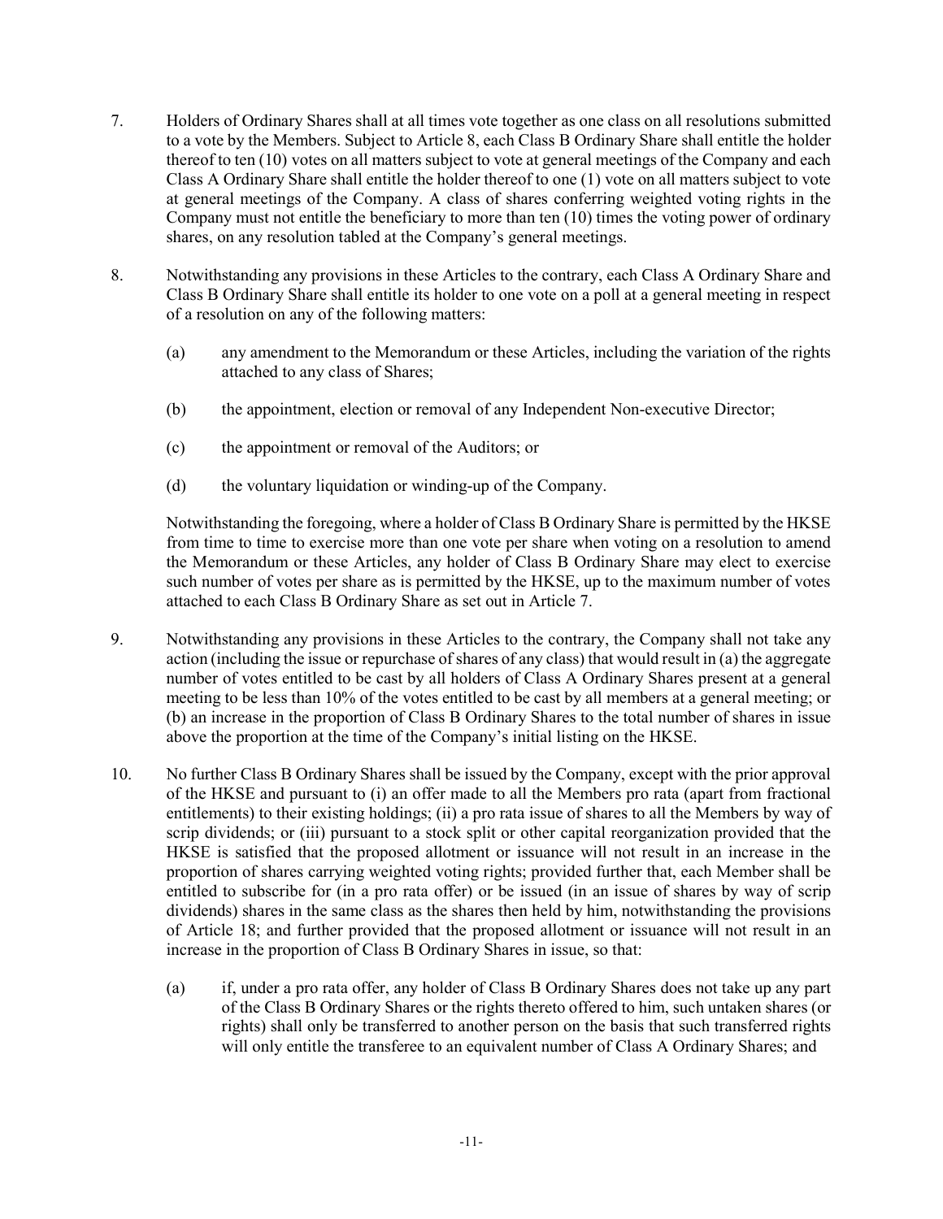7. Holders of Ordinary Shares shall at all times vote together as one class on all resolutions submitted to a vote by the Members. Subject to Article 8, each Class B Ordinary Share shall entitle the holder thereof to ten (10) votes on all matters subject to vote at general meetings of the Company and each Class A Ordinary Share shall entitle the holder thereof to one (1) vote on all matters subject to vote at general meetings of the Company. A class of shares conferring weighted voting rights in the Company must not entitle the beneficiary to more than ten (10) times the voting power of ordinary shares, on any resolution tabled at the Company's general meetings.

8. Notwithstanding any provisions in these Articles to the contrary, each Class A Ordinary Share and Class B Ordinary Share shall entitle its holder to one vote on a poll at a general meeting in respect of a resolution on any of the following matters:

   (a) any amendment to the Memorandum or these Articles, including the variation of the rights attached to any class of Shares;

   (b) the appointment, election or removal of any Independent Non-executive Director;

   (c) the appointment or removal of the Auditors; or

   (d) the voluntary liquidation or winding-up of the Company.

   Notwithstanding the foregoing, where a holder of Class B Ordinary Share is permitted by the HKSE from time to time to exercise more than one vote per share when voting on a resolution to amend the Memorandum or these Articles, any holder of Class B Ordinary Share may elect to exercise such number of votes per share as is permitted by the HKSE, up to the maximum number of votes attached to each Class B Ordinary Share as set out in Article 7.

9. Notwithstanding any provisions in these Articles to the contrary, the Company shall not take any action (including the issue or repurchase of shares of any class) that would result in (a) the aggregate number of votes entitled to be cast by all holders of Class A Ordinary Shares present at a general meeting to be less than 10% of the votes entitled to be cast by all members at a general meeting; or (b) an increase in the proportion of Class B Ordinary Shares to the total number of shares in issue above the proportion at the time of the Company's initial listing on the HKSE.

10. No further Class B Ordinary Shares shall be issued by the Company, except with the prior approval of the HKSE and pursuant to (i) an offer made to all the Members pro rata (apart from fractional entitlements) to their existing holdings; (ii) a pro rata issue of shares to all the Members by way of scrip dividends; or (iii) pursuant to a stock split or other capital reorganization provided that the HKSE is satisfied that the proposed allotment or issuance will not result in an increase in the proportion of shares carrying weighted voting rights; provided further that, each Member shall be entitled to subscribe for (in a pro rata offer) or be issued (in an issue of shares by way of scrip dividends) shares in the same class as the shares then held by him, notwithstanding the provisions of Article 18; and further provided that the proposed allotment or issuance will not result in an increase in the proportion of Class B Ordinary Shares in issue, so that:

    (a) if, under a pro rata offer, any holder of Class B Ordinary Shares does not take up any part of the Class B Ordinary Shares or the rights thereto offered to him, such untaken shares (or rights) shall only be transferred to another person on the basis that such transferred rights will only entitle the transferee to an equivalent number of Class A Ordinary Shares; and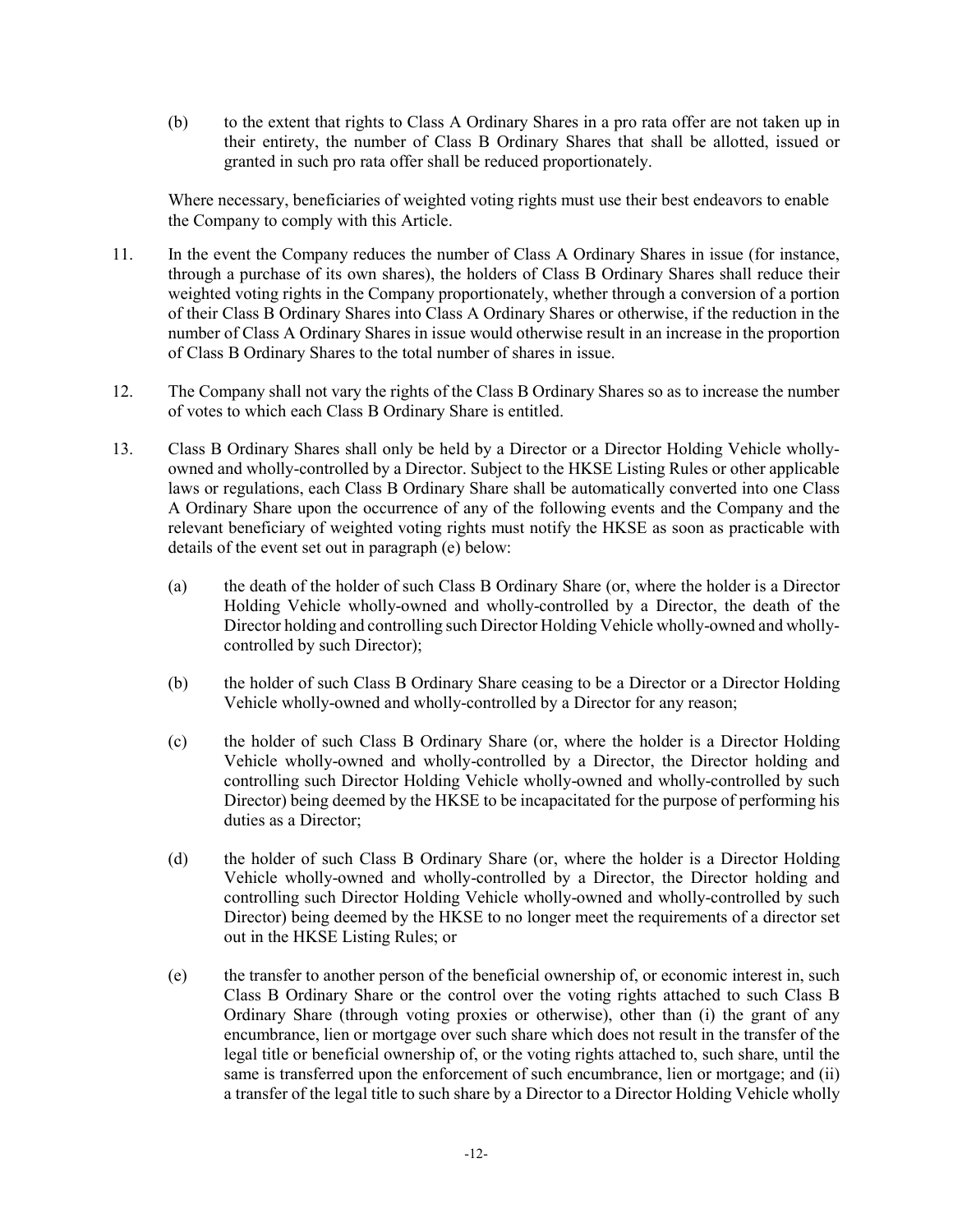(b) to the extent that rights to Class A Ordinary Shares in a pro rata offer are not taken up in their entirety, the number of Class B Ordinary Shares that shall be allotted, issued or granted in such pro rata offer shall be reduced proportionately.

Where necessary, beneficiaries of weighted voting rights must use their best endeavors to enable the Company to comply with this Article.

11. In the event the Company reduces the number of Class A Ordinary Shares in issue (for instance, through a purchase of its own shares), the holders of Class B Ordinary Shares shall reduce their weighted voting rights in the Company proportionately, whether through a conversion of a portion of their Class B Ordinary Shares into Class A Ordinary Shares or otherwise, if the reduction in the number of Class A Ordinary Shares in issue would otherwise result in an increase in the proportion of Class B Ordinary Shares to the total number of shares in issue.

12. The Company shall not vary the rights of the Class B Ordinary Shares so as to increase the number of votes to which each Class B Ordinary Share is entitled.

13. Class B Ordinary Shares shall only be held by a Director or a Director Holding Vehicle wholly-owned and wholly-controlled by a Director. Subject to the HKSE Listing Rules or other applicable laws or regulations, each Class B Ordinary Share shall be automatically converted into one Class A Ordinary Share upon the occurrence of any of the following events and the Company and the relevant beneficiary of weighted voting rights must notify the HKSE as soon as practicable with details of the event set out in paragraph (e) below:

    (a) the death of the holder of such Class B Ordinary Share (or, where the holder is a Director Holding Vehicle wholly-owned and wholly-controlled by a Director, the death of the Director holding and controlling such Director Holding Vehicle wholly-owned and wholly-controlled by such Director);

    (b) the holder of such Class B Ordinary Share ceasing to be a Director or a Director Holding Vehicle wholly-owned and wholly-controlled by a Director for any reason;

    (c) the holder of such Class B Ordinary Share (or, where the holder is a Director Holding Vehicle wholly-owned and wholly-controlled by a Director, the Director holding and controlling such Director Holding Vehicle wholly-owned and wholly-controlled by such Director) being deemed by the HKSE to be incapacitated for the purpose of performing his duties as a Director;

    (d) the holder of such Class B Ordinary Share (or, where the holder is a Director Holding Vehicle wholly-owned and wholly-controlled by a Director, the Director holding and controlling such Director Holding Vehicle wholly-owned and wholly-controlled by such Director) being deemed by the HKSE to no longer meet the requirements of a director set out in the HKSE Listing Rules; or

    (e) the transfer to another person of the beneficial ownership of, or economic interest in, such Class B Ordinary Share or the control over the voting rights attached to such Class B Ordinary Share (through voting proxies or otherwise), other than (i) the grant of any encumbrance, lien or mortgage over such share which does not result in the transfer of the legal title or beneficial ownership of, or the voting rights attached to, such share, until the same is transferred upon the enforcement of such encumbrance, lien or mortgage; and (ii) a transfer of the legal title to such share by a Director to a Director Holding Vehicle wholly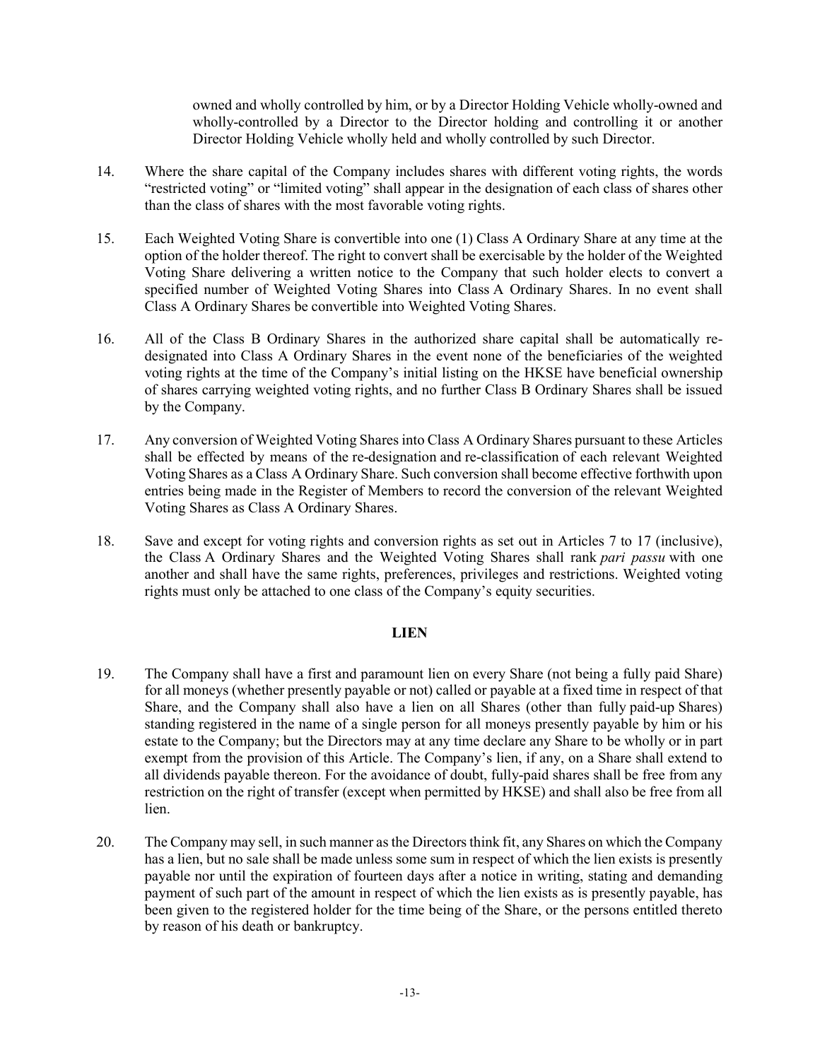owned and wholly controlled by him, or by a Director Holding Vehicle wholly-owned and wholly-controlled by a Director to the Director holding and controlling it or another Director Holding Vehicle wholly held and wholly controlled by such Director.

14. Where the share capital of the Company includes shares with different voting rights, the words "restricted voting" or "limited voting" shall appear in the designation of each class of shares other than the class of shares with the most favorable voting rights.

15. Each Weighted Voting Share is convertible into one (1) Class A Ordinary Share at any time at the option of the holder thereof. The right to convert shall be exercisable by the holder of the Weighted Voting Share delivering a written notice to the Company that such holder elects to convert a specified number of Weighted Voting Shares into Class A Ordinary Shares. In no event shall Class A Ordinary Shares be convertible into Weighted Voting Shares.

16. All of the Class B Ordinary Shares in the authorized share capital shall be automatically re-designated into Class A Ordinary Shares in the event none of the beneficiaries of the weighted voting rights at the time of the Company's initial listing on the HKSE have beneficial ownership of shares carrying weighted voting rights, and no further Class B Ordinary Shares shall be issued by the Company.

17. Any conversion of Weighted Voting Shares into Class A Ordinary Shares pursuant to these Articles shall be effected by means of the re-designation and re-classification of each relevant Weighted Voting Shares as a Class A Ordinary Share. Such conversion shall become effective forthwith upon entries being made in the Register of Members to record the conversion of the relevant Weighted Voting Shares as Class A Ordinary Shares.

18. Save and except for voting rights and conversion rights as set out in Articles 7 to 17 (inclusive), the Class A Ordinary Shares and the Weighted Voting Shares shall rank *pari passu* with one another and shall have the same rights, preferences, privileges and restrictions. Weighted voting rights must only be attached to one class of the Company's equity securities.

## LIEN

19. The Company shall have a first and paramount lien on every Share (not being a fully paid Share) for all moneys (whether presently payable or not) called or payable at a fixed time in respect of that Share, and the Company shall also have a lien on all Shares (other than fully paid-up Shares) standing registered in the name of a single person for all moneys presently payable by him or his estate to the Company; but the Directors may at any time declare any Share to be wholly or in part exempt from the provision of this Article. The Company's lien, if any, on a Share shall extend to all dividends payable thereon. For the avoidance of doubt, fully-paid shares shall be free from any restriction on the right of transfer (except when permitted by HKSE) and shall also be free from all lien.

20. The Company may sell, in such manner as the Directors think fit, any Shares on which the Company has a lien, but no sale shall be made unless some sum in respect of which the lien exists is presently payable nor until the expiration of fourteen days after a notice in writing, stating and demanding payment of such part of the amount in respect of which the lien exists as is presently payable, has been given to the registered holder for the time being of the Share, or the persons entitled thereto by reason of his death or bankruptcy.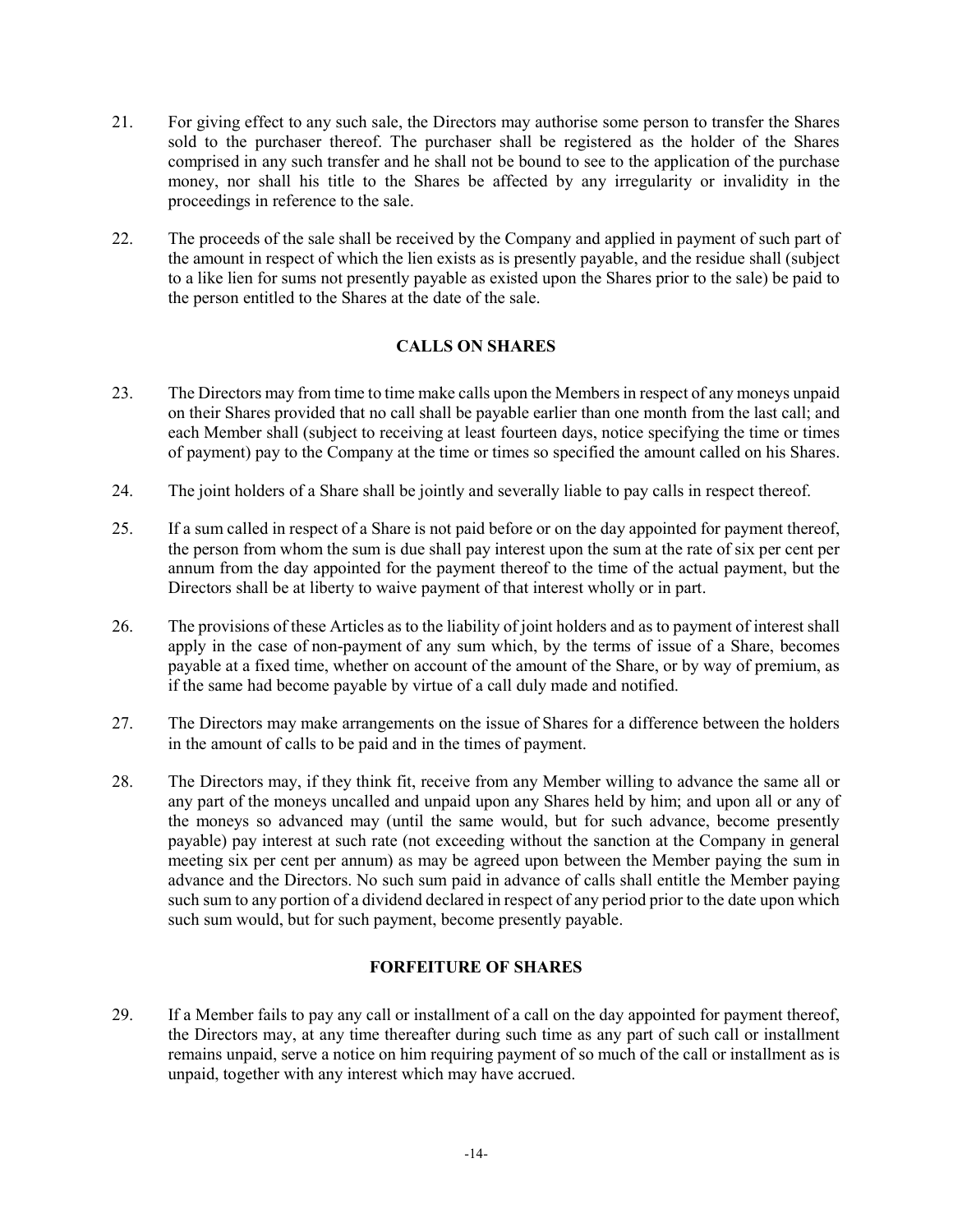21. For giving effect to any such sale, the Directors may authorise some person to transfer the Shares sold to the purchaser thereof. The purchaser shall be registered as the holder of the Shares comprised in any such transfer and he shall not be bound to see to the application of the purchase money, nor shall his title to the Shares be affected by any irregularity or invalidity in the proceedings in reference to the sale.

22. The proceeds of the sale shall be received by the Company and applied in payment of such part of the amount in respect of which the lien exists as is presently payable, and the residue shall (subject to a like lien for sums not presently payable as existed upon the Shares prior to the sale) be paid to the person entitled to the Shares at the date of the sale.

## CALLS ON SHARES

23. The Directors may from time to time make calls upon the Members in respect of any moneys unpaid on their Shares provided that no call shall be payable earlier than one month from the last call; and each Member shall (subject to receiving at least fourteen days, notice specifying the time or times of payment) pay to the Company at the time or times so specified the amount called on his Shares.

24. The joint holders of a Share shall be jointly and severally liable to pay calls in respect thereof.

25. If a sum called in respect of a Share is not paid before or on the day appointed for payment thereof, the person from whom the sum is due shall pay interest upon the sum at the rate of six per cent per annum from the day appointed for the payment thereof to the time of the actual payment, but the Directors shall be at liberty to waive payment of that interest wholly or in part.

26. The provisions of these Articles as to the liability of joint holders and as to payment of interest shall apply in the case of non-payment of any sum which, by the terms of issue of a Share, becomes payable at a fixed time, whether on account of the amount of the Share, or by way of premium, as if the same had become payable by virtue of a call duly made and notified.

27. The Directors may make arrangements on the issue of Shares for a difference between the holders in the amount of calls to be paid and in the times of payment.

28. The Directors may, if they think fit, receive from any Member willing to advance the same all or any part of the moneys uncalled and unpaid upon any Shares held by him; and upon all or any of the moneys so advanced may (until the same would, but for such advance, become presently payable) pay interest at such rate (not exceeding without the sanction at the Company in general meeting six per cent per annum) as may be agreed upon between the Member paying the sum in advance and the Directors. No such sum paid in advance of calls shall entitle the Member paying such sum to any portion of a dividend declared in respect of any period prior to the date upon which such sum would, but for such payment, become presently payable.

## FORFEITURE OF SHARES

29. If a Member fails to pay any call or installment of a call on the day appointed for payment thereof, the Directors may, at any time thereafter during such time as any part of such call or installment remains unpaid, serve a notice on him requiring payment of so much of the call or installment as is unpaid, together with any interest which may have accrued.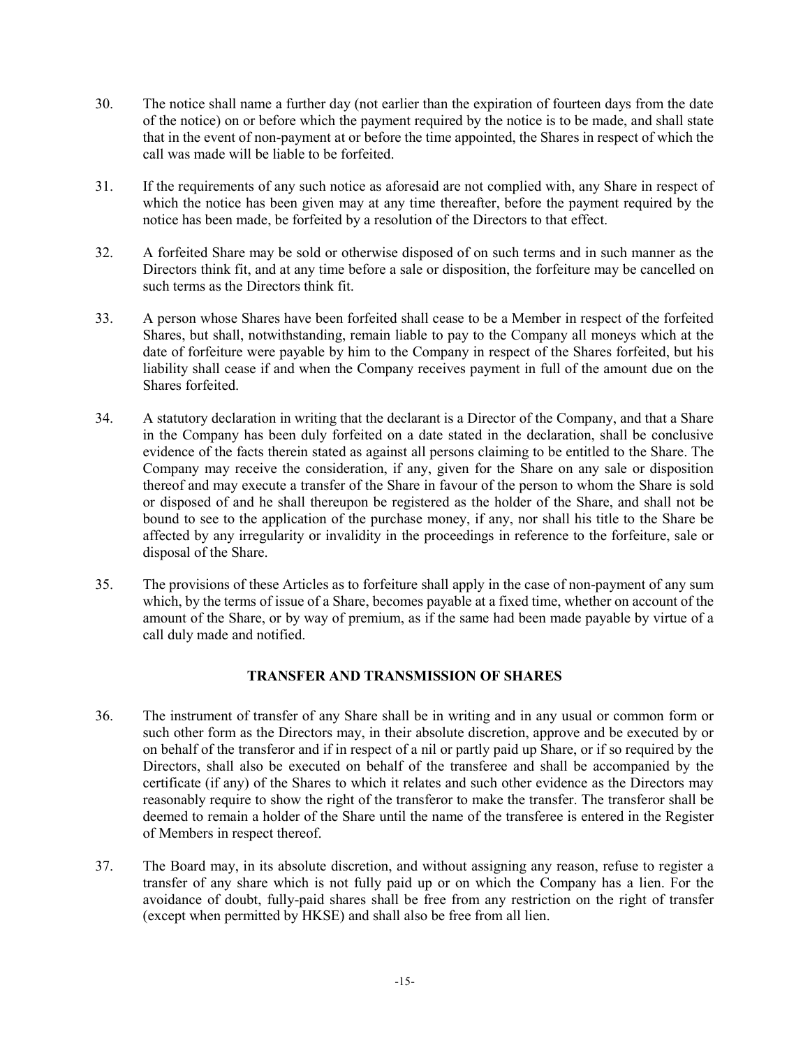30. The notice shall name a further day (not earlier than the expiration of fourteen days from the date of the notice) on or before which the payment required by the notice is to be made, and shall state that in the event of non-payment at or before the time appointed, the Shares in respect of which the call was made will be liable to be forfeited.

31. If the requirements of any such notice as aforesaid are not complied with, any Share in respect of which the notice has been given may at any time thereafter, before the payment required by the notice has been made, be forfeited by a resolution of the Directors to that effect.

32. A forfeited Share may be sold or otherwise disposed of on such terms and in such manner as the Directors think fit, and at any time before a sale or disposition, the forfeiture may be cancelled on such terms as the Directors think fit.

33. A person whose Shares have been forfeited shall cease to be a Member in respect of the forfeited Shares, but shall, notwithstanding, remain liable to pay to the Company all moneys which at the date of forfeiture were payable by him to the Company in respect of the Shares forfeited, but his liability shall cease if and when the Company receives payment in full of the amount due on the Shares forfeited.

34. A statutory declaration in writing that the declarant is a Director of the Company, and that a Share in the Company has been duly forfeited on a date stated in the declaration, shall be conclusive evidence of the facts therein stated as against all persons claiming to be entitled to the Share. The Company may receive the consideration, if any, given for the Share on any sale or disposition thereof and may execute a transfer of the Share in favour of the person to whom the Share is sold or disposed of and he shall thereupon be registered as the holder of the Share, and shall not be bound to see to the application of the purchase money, if any, nor shall his title to the Share be affected by any irregularity or invalidity in the proceedings in reference to the forfeiture, sale or disposal of the Share.

35. The provisions of these Articles as to forfeiture shall apply in the case of non-payment of any sum which, by the terms of issue of a Share, becomes payable at a fixed time, whether on account of the amount of the Share, or by way of premium, as if the same had been made payable by virtue of a call duly made and notified.

## TRANSFER AND TRANSMISSION OF SHARES

36. The instrument of transfer of any Share shall be in writing and in any usual or common form or such other form as the Directors may, in their absolute discretion, approve and be executed by or on behalf of the transferor and if in respect of a nil or partly paid up Share, or if so required by the Directors, shall also be executed on behalf of the transferee and shall be accompanied by the certificate (if any) of the Shares to which it relates and such other evidence as the Directors may reasonably require to show the right of the transferor to make the transfer. The transferor shall be deemed to remain a holder of the Share until the name of the transferee is entered in the Register of Members in respect thereof.

37. The Board may, in its absolute discretion, and without assigning any reason, refuse to register a transfer of any share which is not fully paid up or on which the Company has a lien. For the avoidance of doubt, fully-paid shares shall be free from any restriction on the right of transfer (except when permitted by HKSE) and shall also be free from all lien.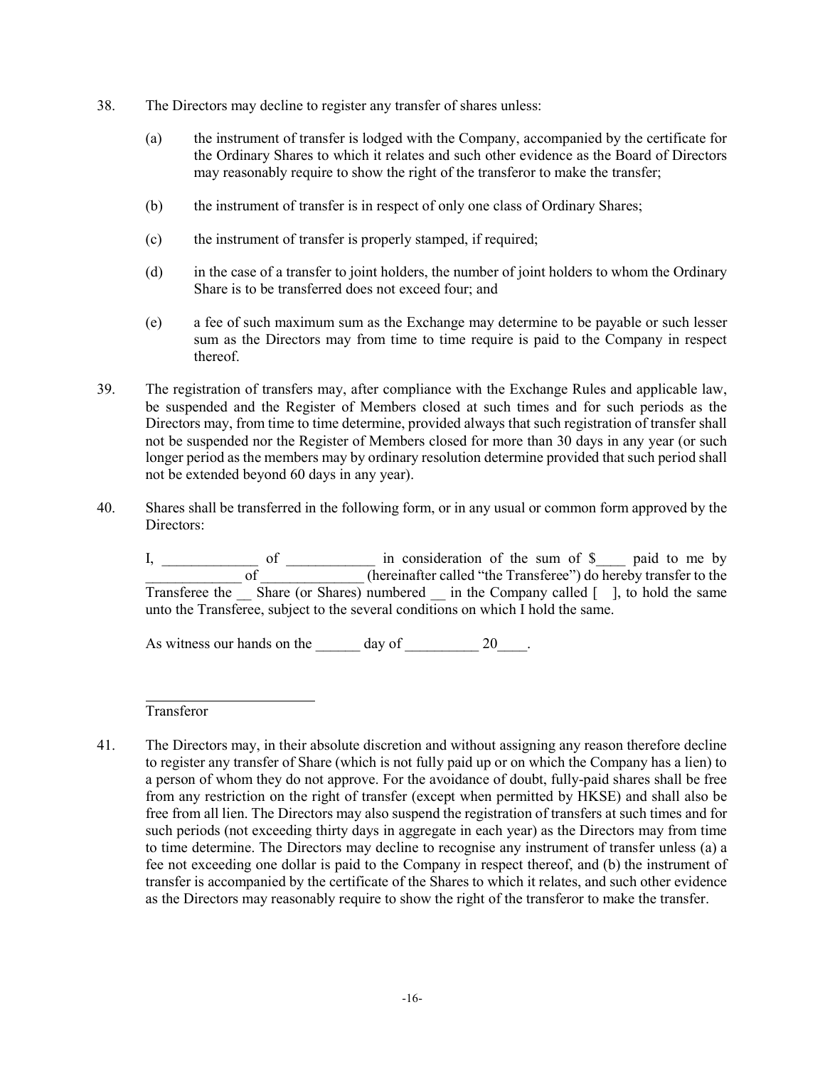38. The Directors may decline to register any transfer of shares unless:

    (a) the instrument of transfer is lodged with the Company, accompanied by the certificate for the Ordinary Shares to which it relates and such other evidence as the Board of Directors may reasonably require to show the right of the transferor to make the transfer;

    (b) the instrument of transfer is in respect of only one class of Ordinary Shares;

    (c) the instrument of transfer is properly stamped, if required;

    (d) in the case of a transfer to joint holders, the number of joint holders to whom the Ordinary Share is to be transferred does not exceed four; and

    (e) a fee of such maximum sum as the Exchange may determine to be payable or such lesser sum as the Directors may from time to time require is paid to the Company in respect thereof.

39. The registration of transfers may, after compliance with the Exchange Rules and applicable law, be suspended and the Register of Members closed at such times and for such periods as the Directors may, from time to time determine, provided always that such registration of transfer shall not be suspended nor the Register of Members closed for more than 30 days in any year (or such longer period as the members may by ordinary resolution determine provided that such period shall not be extended beyond 60 days in any year).

40. Shares shall be transferred in the following form, or in any usual or common form approved by the Directors:

    I, _____________ of ____________ in consideration of the sum of $____ paid to me by _____________ of ______________ (hereinafter called "the Transferee") do hereby transfer to the Transferee the __ Share (or Shares) numbered __ in the Company called [ ], to hold the same unto the Transferee, subject to the several conditions on which I hold the same.

    As witness our hands on the ______ day of __________ 20____.

    ________________________

    Transferor

41. The Directors may, in their absolute discretion and without assigning any reason therefore decline to register any transfer of Share (which is not fully paid up or on which the Company has a lien) to a person of whom they do not approve. For the avoidance of doubt, fully-paid shares shall be free from any restriction on the right of transfer (except when permitted by HKSE) and shall also be free from all lien. The Directors may also suspend the registration of transfers at such times and for such periods (not exceeding thirty days in aggregate in each year) as the Directors may from time to time determine. The Directors may decline to recognise any instrument of transfer unless (a) a fee not exceeding one dollar is paid to the Company in respect thereof, and (b) the instrument of transfer is accompanied by the certificate of the Shares to which it relates, and such other evidence as the Directors may reasonably require to show the right of the transferor to make the transfer.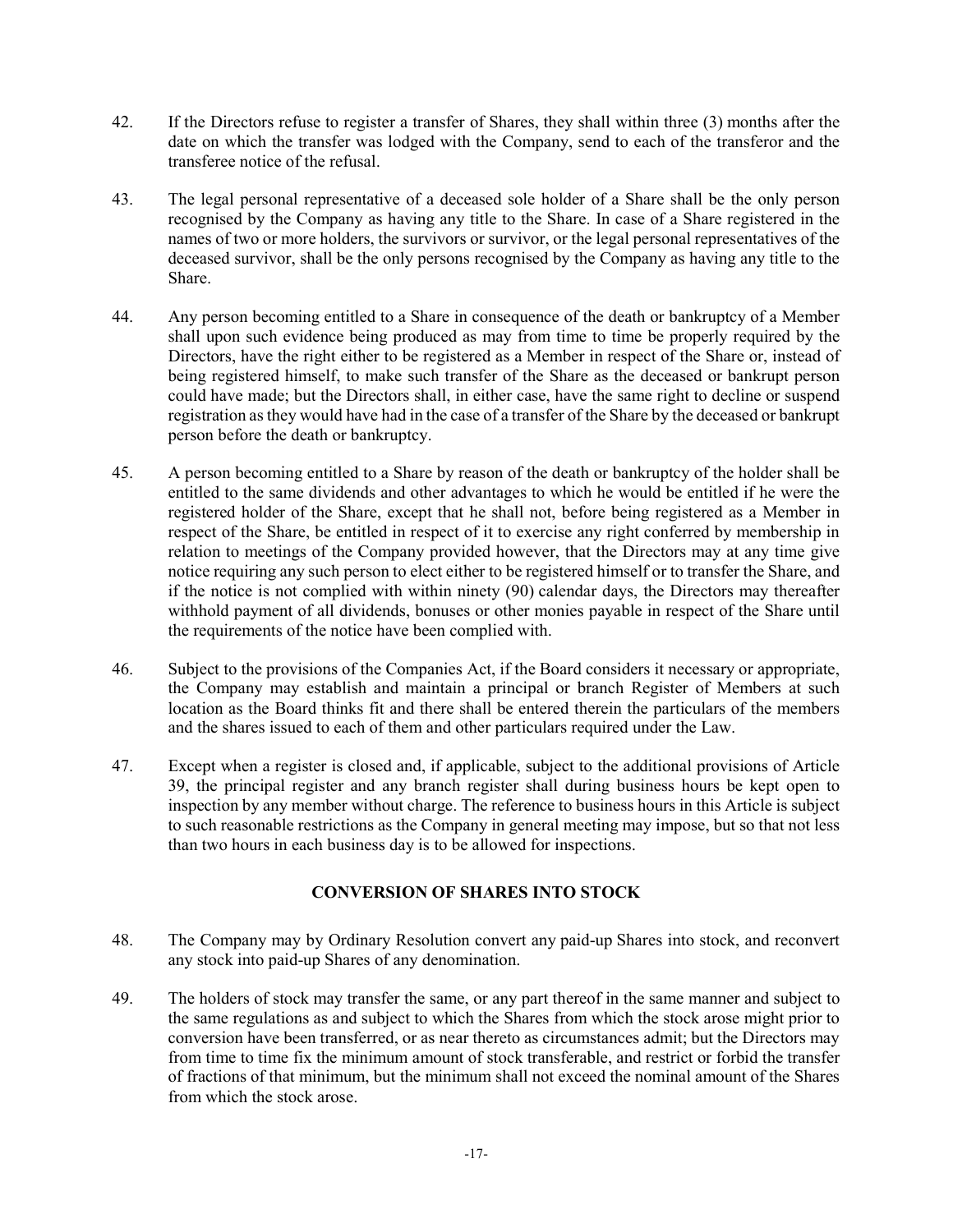42. If the Directors refuse to register a transfer of Shares, they shall within three (3) months after the date on which the transfer was lodged with the Company, send to each of the transferor and the transferee notice of the refusal.

43. The legal personal representative of a deceased sole holder of a Share shall be the only person recognised by the Company as having any title to the Share. In case of a Share registered in the names of two or more holders, the survivors or survivor, or the legal personal representatives of the deceased survivor, shall be the only persons recognised by the Company as having any title to the Share.

44. Any person becoming entitled to a Share in consequence of the death or bankruptcy of a Member shall upon such evidence being produced as may from time to time be properly required by the Directors, have the right either to be registered as a Member in respect of the Share or, instead of being registered himself, to make such transfer of the Share as the deceased or bankrupt person could have made; but the Directors shall, in either case, have the same right to decline or suspend registration as they would have had in the case of a transfer of the Share by the deceased or bankrupt person before the death or bankruptcy.

45. A person becoming entitled to a Share by reason of the death or bankruptcy of the holder shall be entitled to the same dividends and other advantages to which he would be entitled if he were the registered holder of the Share, except that he shall not, before being registered as a Member in respect of the Share, be entitled in respect of it to exercise any right conferred by membership in relation to meetings of the Company provided however, that the Directors may at any time give notice requiring any such person to elect either to be registered himself or to transfer the Share, and if the notice is not complied with within ninety (90) calendar days, the Directors may thereafter withhold payment of all dividends, bonuses or other monies payable in respect of the Share until the requirements of the notice have been complied with.

46. Subject to the provisions of the Companies Act, if the Board considers it necessary or appropriate, the Company may establish and maintain a principal or branch Register of Members at such location as the Board thinks fit and there shall be entered therein the particulars of the members and the shares issued to each of them and other particulars required under the Law.

47. Except when a register is closed and, if applicable, subject to the additional provisions of Article 39, the principal register and any branch register shall during business hours be kept open to inspection by any member without charge. The reference to business hours in this Article is subject to such reasonable restrictions as the Company in general meeting may impose, but so that not less than two hours in each business day is to be allowed for inspections.

## CONVERSION OF SHARES INTO STOCK

48. The Company may by Ordinary Resolution convert any paid-up Shares into stock, and reconvert any stock into paid-up Shares of any denomination.

49. The holders of stock may transfer the same, or any part thereof in the same manner and subject to the same regulations as and subject to which the Shares from which the stock arose might prior to conversion have been transferred, or as near thereto as circumstances admit; but the Directors may from time to time fix the minimum amount of stock transferable, and restrict or forbid the transfer of fractions of that minimum, but the minimum shall not exceed the nominal amount of the Shares from which the stock arose.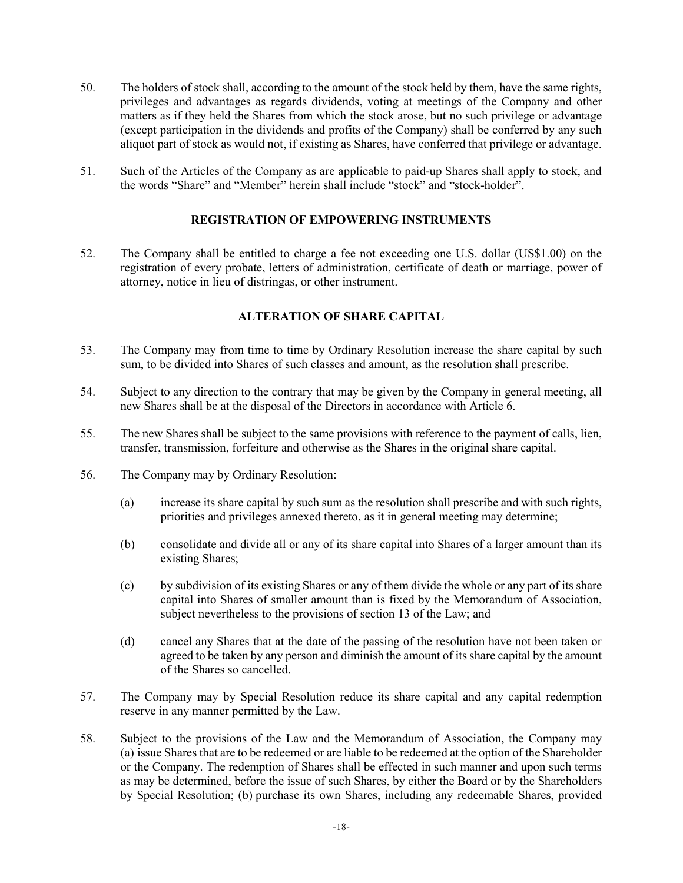50. The holders of stock shall, according to the amount of the stock held by them, have the same rights, privileges and advantages as regards dividends, voting at meetings of the Company and other matters as if they held the Shares from which the stock arose, but no such privilege or advantage (except participation in the dividends and profits of the Company) shall be conferred by any such aliquot part of stock as would not, if existing as Shares, have conferred that privilege or advantage.

51. Such of the Articles of the Company as are applicable to paid-up Shares shall apply to stock, and the words "Share" and "Member" herein shall include "stock" and "stock-holder".

## REGISTRATION OF EMPOWERING INSTRUMENTS

52. The Company shall be entitled to charge a fee not exceeding one U.S. dollar (US$1.00) on the registration of every probate, letters of administration, certificate of death or marriage, power of attorney, notice in lieu of distringas, or other instrument.

## ALTERATION OF SHARE CAPITAL

53. The Company may from time to time by Ordinary Resolution increase the share capital by such sum, to be divided into Shares of such classes and amount, as the resolution shall prescribe.

54. Subject to any direction to the contrary that may be given by the Company in general meeting, all new Shares shall be at the disposal of the Directors in accordance with Article 6.

55. The new Shares shall be subject to the same provisions with reference to the payment of calls, lien, transfer, transmission, forfeiture and otherwise as the Shares in the original share capital.

56. The Company may by Ordinary Resolution:

    (a) increase its share capital by such sum as the resolution shall prescribe and with such rights, priorities and privileges annexed thereto, as it in general meeting may determine;

    (b) consolidate and divide all or any of its share capital into Shares of a larger amount than its existing Shares;

    (c) by subdivision of its existing Shares or any of them divide the whole or any part of its share capital into Shares of smaller amount than is fixed by the Memorandum of Association, subject nevertheless to the provisions of section 13 of the Law; and

    (d) cancel any Shares that at the date of the passing of the resolution have not been taken or agreed to be taken by any person and diminish the amount of its share capital by the amount of the Shares so cancelled.

57. The Company may by Special Resolution reduce its share capital and any capital redemption reserve in any manner permitted by the Law.

58. Subject to the provisions of the Law and the Memorandum of Association, the Company may (a) issue Shares that are to be redeemed or are liable to be redeemed at the option of the Shareholder or the Company. The redemption of Shares shall be effected in such manner and upon such terms as may be determined, before the issue of such Shares, by either the Board or by the Shareholders by Special Resolution; (b) purchase its own Shares, including any redeemable Shares, provided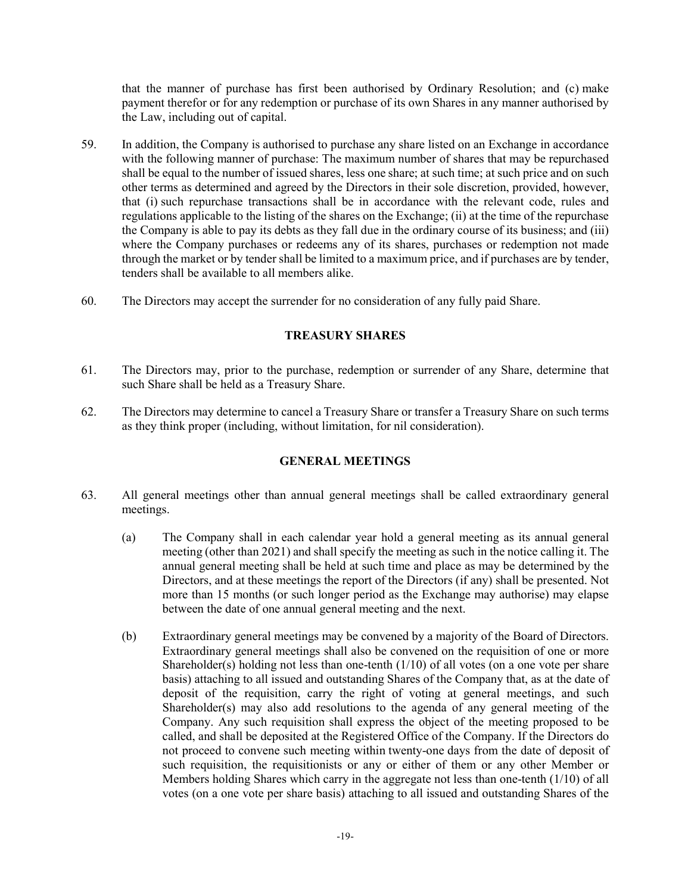that the manner of purchase has first been authorised by Ordinary Resolution; and (c) make payment therefor or for any redemption or purchase of its own Shares in any manner authorised by the Law, including out of capital.

59. In addition, the Company is authorised to purchase any share listed on an Exchange in accordance with the following manner of purchase: The maximum number of shares that may be repurchased shall be equal to the number of issued shares, less one share; at such time; at such price and on such other terms as determined and agreed by the Directors in their sole discretion, provided, however, that (i) such repurchase transactions shall be in accordance with the relevant code, rules and regulations applicable to the listing of the shares on the Exchange; (ii) at the time of the repurchase the Company is able to pay its debts as they fall due in the ordinary course of its business; and (iii) where the Company purchases or redeems any of its shares, purchases or redemption not made through the market or by tender shall be limited to a maximum price, and if purchases are by tender, tenders shall be available to all members alike.

60. The Directors may accept the surrender for no consideration of any fully paid Share.

## TREASURY SHARES

61. The Directors may, prior to the purchase, redemption or surrender of any Share, determine that such Share shall be held as a Treasury Share.

62. The Directors may determine to cancel a Treasury Share or transfer a Treasury Share on such terms as they think proper (including, without limitation, for nil consideration).

## GENERAL MEETINGS

63. All general meetings other than annual general meetings shall be called extraordinary general meetings.

    (a) The Company shall in each calendar year hold a general meeting as its annual general meeting (other than 2021) and shall specify the meeting as such in the notice calling it. The annual general meeting shall be held at such time and place as may be determined by the Directors, and at these meetings the report of the Directors (if any) shall be presented. Not more than 15 months (or such longer period as the Exchange may authorise) may elapse between the date of one annual general meeting and the next.

    (b) Extraordinary general meetings may be convened by a majority of the Board of Directors. Extraordinary general meetings shall also be convened on the requisition of one or more Shareholder(s) holding not less than one-tenth (1/10) of all votes (on a one vote per share basis) attaching to all issued and outstanding Shares of the Company that, as at the date of deposit of the requisition, carry the right of voting at general meetings, and such Shareholder(s) may also add resolutions to the agenda of any general meeting of the Company. Any such requisition shall express the object of the meeting proposed to be called, and shall be deposited at the Registered Office of the Company. If the Directors do not proceed to convene such meeting within twenty-one days from the date of deposit of such requisition, the requisitionists or any or either of them or any other Member or Members holding Shares which carry in the aggregate not less than one-tenth (1/10) of all votes (on a one vote per share basis) attaching to all issued and outstanding Shares of the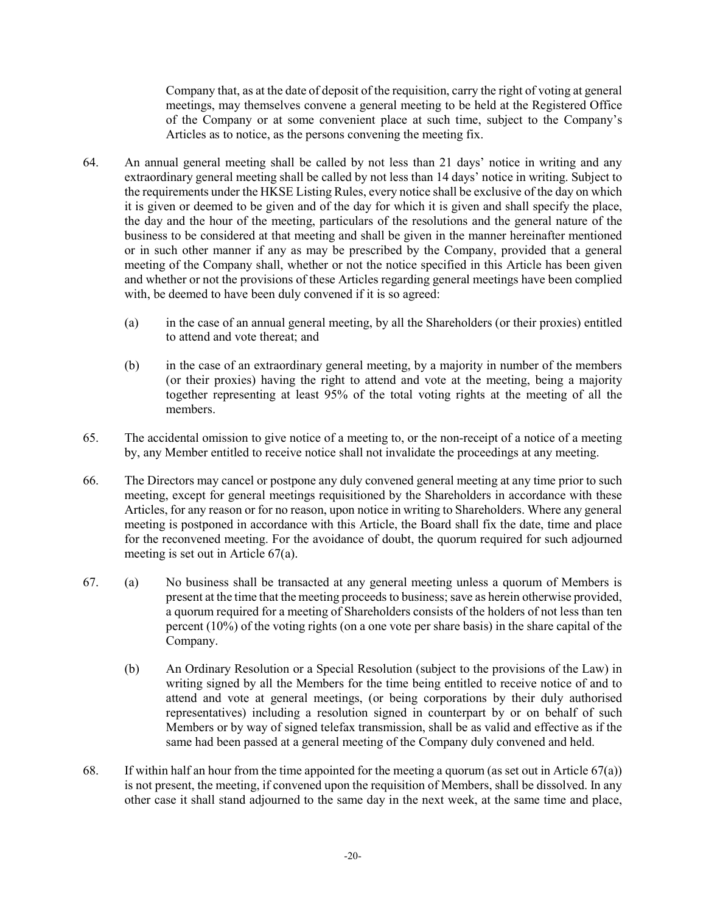Company that, as at the date of deposit of the requisition, carry the right of voting at general meetings, may themselves convene a general meeting to be held at the Registered Office of the Company or at some convenient place at such time, subject to the Company's Articles as to notice, as the persons convening the meeting fix.

64. An annual general meeting shall be called by not less than 21 days' notice in writing and any extraordinary general meeting shall be called by not less than 14 days' notice in writing. Subject to the requirements under the HKSE Listing Rules, every notice shall be exclusive of the day on which it is given or deemed to be given and of the day for which it is given and shall specify the place, the day and the hour of the meeting, particulars of the resolutions and the general nature of the business to be considered at that meeting and shall be given in the manner hereinafter mentioned or in such other manner if any as may be prescribed by the Company, provided that a general meeting of the Company shall, whether or not the notice specified in this Article has been given and whether or not the provisions of these Articles regarding general meetings have been complied with, be deemed to have been duly convened if it is so agreed:

    (a) in the case of an annual general meeting, by all the Shareholders (or their proxies) entitled to attend and vote thereat; and

    (b) in the case of an extraordinary general meeting, by a majority in number of the members (or their proxies) having the right to attend and vote at the meeting, being a majority together representing at least 95% of the total voting rights at the meeting of all the members.

65. The accidental omission to give notice of a meeting to, or the non-receipt of a notice of a meeting by, any Member entitled to receive notice shall not invalidate the proceedings at any meeting.

66. The Directors may cancel or postpone any duly convened general meeting at any time prior to such meeting, except for general meetings requisitioned by the Shareholders in accordance with these Articles, for any reason or for no reason, upon notice in writing to Shareholders. Where any general meeting is postponed in accordance with this Article, the Board shall fix the date, time and place for the reconvened meeting. For the avoidance of doubt, the quorum required for such adjourned meeting is set out in Article 67(a).

67. (a) No business shall be transacted at any general meeting unless a quorum of Members is present at the time that the meeting proceeds to business; save as herein otherwise provided, a quorum required for a meeting of Shareholders consists of the holders of not less than ten percent (10%) of the voting rights (on a one vote per share basis) in the share capital of the Company.

    (b) An Ordinary Resolution or a Special Resolution (subject to the provisions of the Law) in writing signed by all the Members for the time being entitled to receive notice of and to attend and vote at general meetings, (or being corporations by their duly authorised representatives) including a resolution signed in counterpart by or on behalf of such Members or by way of signed telefax transmission, shall be as valid and effective as if the same had been passed at a general meeting of the Company duly convened and held.

68. If within half an hour from the time appointed for the meeting a quorum (as set out in Article 67(a)) is not present, the meeting, if convened upon the requisition of Members, shall be dissolved. In any other case it shall stand adjourned to the same day in the next week, at the same time and place,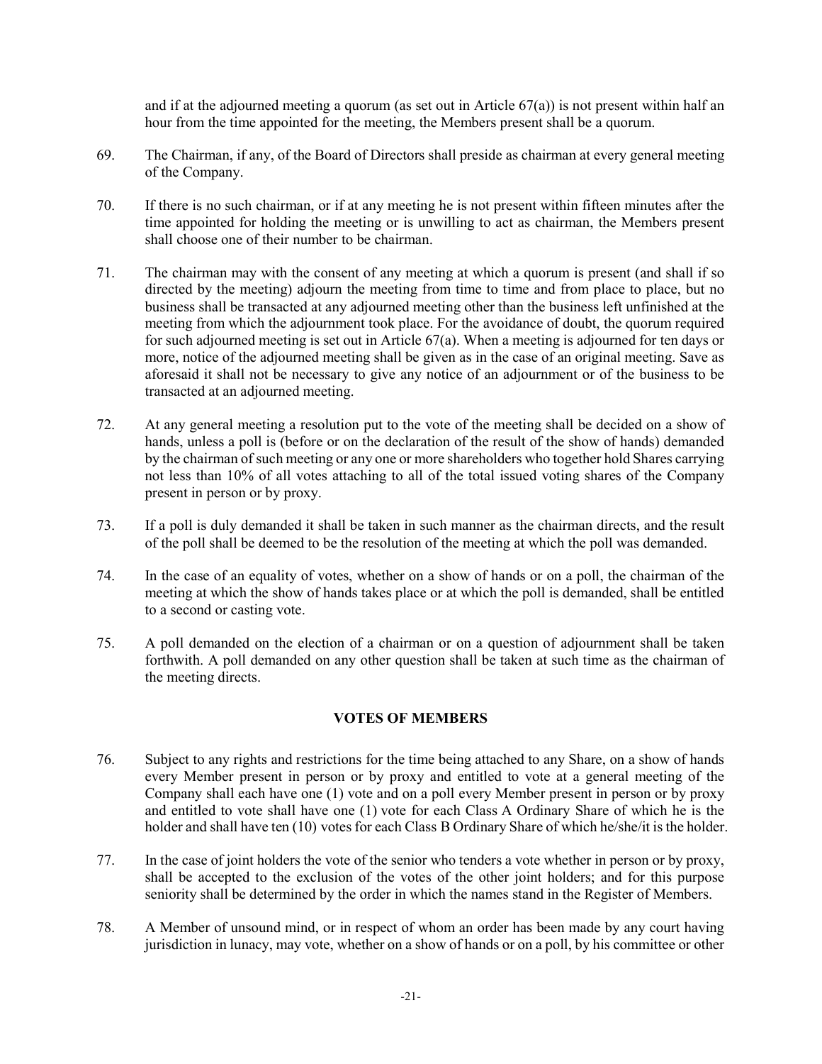and if at the adjourned meeting a quorum (as set out in Article 67(a)) is not present within half an hour from the time appointed for the meeting, the Members present shall be a quorum.

69. The Chairman, if any, of the Board of Directors shall preside as chairman at every general meeting of the Company.

70. If there is no such chairman, or if at any meeting he is not present within fifteen minutes after the time appointed for holding the meeting or is unwilling to act as chairman, the Members present shall choose one of their number to be chairman.

71. The chairman may with the consent of any meeting at which a quorum is present (and shall if so directed by the meeting) adjourn the meeting from time to time and from place to place, but no business shall be transacted at any adjourned meeting other than the business left unfinished at the meeting from which the adjournment took place. For the avoidance of doubt, the quorum required for such adjourned meeting is set out in Article 67(a). When a meeting is adjourned for ten days or more, notice of the adjourned meeting shall be given as in the case of an original meeting. Save as aforesaid it shall not be necessary to give any notice of an adjournment or of the business to be transacted at an adjourned meeting.

72. At any general meeting a resolution put to the vote of the meeting shall be decided on a show of hands, unless a poll is (before or on the declaration of the result of the show of hands) demanded by the chairman of such meeting or any one or more shareholders who together hold Shares carrying not less than 10% of all votes attaching to all of the total issued voting shares of the Company present in person or by proxy.

73. If a poll is duly demanded it shall be taken in such manner as the chairman directs, and the result of the poll shall be deemed to be the resolution of the meeting at which the poll was demanded.

74. In the case of an equality of votes, whether on a show of hands or on a poll, the chairman of the meeting at which the show of hands takes place or at which the poll is demanded, shall be entitled to a second or casting vote.

75. A poll demanded on the election of a chairman or on a question of adjournment shall be taken forthwith. A poll demanded on any other question shall be taken at such time as the chairman of the meeting directs.

## VOTES OF MEMBERS

76. Subject to any rights and restrictions for the time being attached to any Share, on a show of hands every Member present in person or by proxy and entitled to vote at a general meeting of the Company shall each have one (1) vote and on a poll every Member present in person or by proxy and entitled to vote shall have one (1) vote for each Class A Ordinary Share of which he is the holder and shall have ten (10) votes for each Class B Ordinary Share of which he/she/it is the holder.

77. In the case of joint holders the vote of the senior who tenders a vote whether in person or by proxy, shall be accepted to the exclusion of the votes of the other joint holders; and for this purpose seniority shall be determined by the order in which the names stand in the Register of Members.

78. A Member of unsound mind, or in respect of whom an order has been made by any court having jurisdiction in lunacy, may vote, whether on a show of hands or on a poll, by his committee or other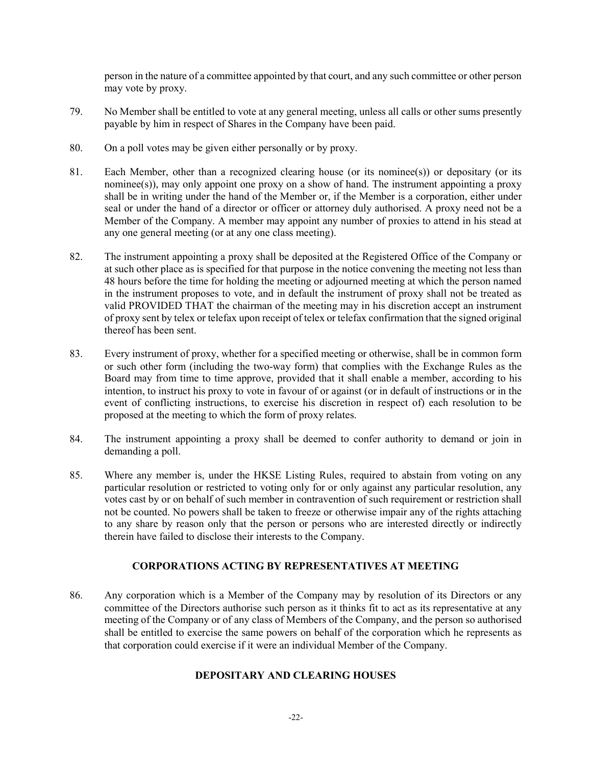person in the nature of a committee appointed by that court, and any such committee or other person may vote by proxy.

79. No Member shall be entitled to vote at any general meeting, unless all calls or other sums presently payable by him in respect of Shares in the Company have been paid.

80. On a poll votes may be given either personally or by proxy.

81. Each Member, other than a recognized clearing house (or its nominee(s)) or depositary (or its nominee(s)), may only appoint one proxy on a show of hand. The instrument appointing a proxy shall be in writing under the hand of the Member or, if the Member is a corporation, either under seal or under the hand of a director or officer or attorney duly authorised. A proxy need not be a Member of the Company. A member may appoint any number of proxies to attend in his stead at any one general meeting (or at any one class meeting).

82. The instrument appointing a proxy shall be deposited at the Registered Office of the Company or at such other place as is specified for that purpose in the notice convening the meeting not less than 48 hours before the time for holding the meeting or adjourned meeting at which the person named in the instrument proposes to vote, and in default the instrument of proxy shall not be treated as valid PROVIDED THAT the chairman of the meeting may in his discretion accept an instrument of proxy sent by telex or telefax upon receipt of telex or telefax confirmation that the signed original thereof has been sent.

83. Every instrument of proxy, whether for a specified meeting or otherwise, shall be in common form or such other form (including the two-way form) that complies with the Exchange Rules as the Board may from time to time approve, provided that it shall enable a member, according to his intention, to instruct his proxy to vote in favour of or against (or in default of instructions or in the event of conflicting instructions, to exercise his discretion in respect of) each resolution to be proposed at the meeting to which the form of proxy relates.

84. The instrument appointing a proxy shall be deemed to confer authority to demand or join in demanding a poll.

85. Where any member is, under the HKSE Listing Rules, required to abstain from voting on any particular resolution or restricted to voting only for or only against any particular resolution, any votes cast by or on behalf of such member in contravention of such requirement or restriction shall not be counted. No powers shall be taken to freeze or otherwise impair any of the rights attaching to any share by reason only that the person or persons who are interested directly or indirectly therein have failed to disclose their interests to the Company.

## CORPORATIONS ACTING BY REPRESENTATIVES AT MEETING

86. Any corporation which is a Member of the Company may by resolution of its Directors or any committee of the Directors authorise such person as it thinks fit to act as its representative at any meeting of the Company or of any class of Members of the Company, and the person so authorised shall be entitled to exercise the same powers on behalf of the corporation which he represents as that corporation could exercise if it were an individual Member of the Company.

## DEPOSITARY AND CLEARING HOUSES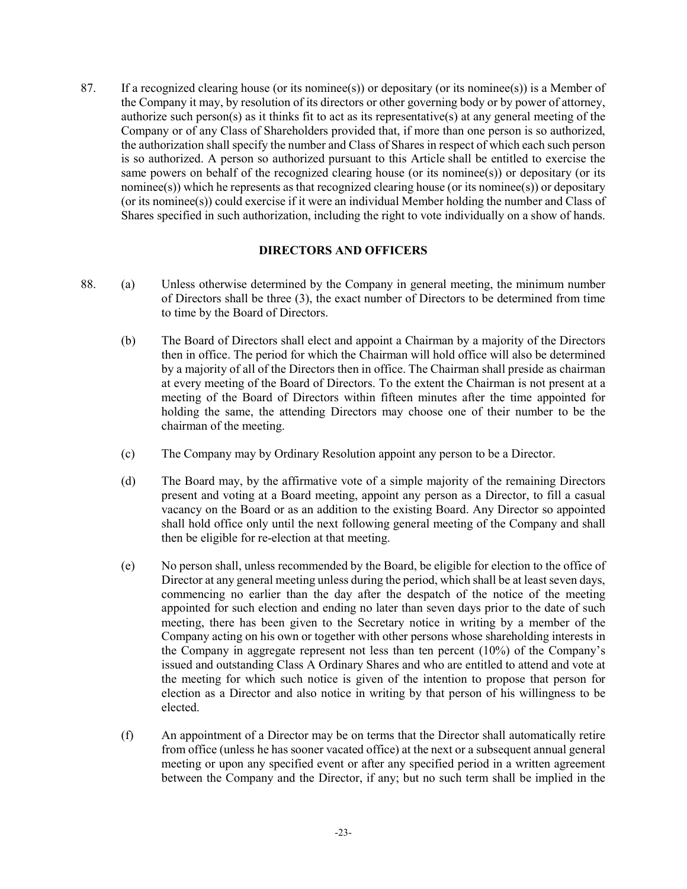87. If a recognized clearing house (or its nominee(s)) or depositary (or its nominee(s)) is a Member of the Company it may, by resolution of its directors or other governing body or by power of attorney, authorize such person(s) as it thinks fit to act as its representative(s) at any general meeting of the Company or of any Class of Shareholders provided that, if more than one person is so authorized, the authorization shall specify the number and Class of Shares in respect of which each such person is so authorized. A person so authorized pursuant to this Article shall be entitled to exercise the same powers on behalf of the recognized clearing house (or its nominee(s)) or depositary (or its nominee(s)) which he represents as that recognized clearing house (or its nominee(s)) or depositary (or its nominee(s)) could exercise if it were an individual Member holding the number and Class of Shares specified in such authorization, including the right to vote individually on a show of hands.

## DIRECTORS AND OFFICERS

88. (a) Unless otherwise determined by the Company in general meeting, the minimum number of Directors shall be three (3), the exact number of Directors to be determined from time to time by the Board of Directors.

(b) The Board of Directors shall elect and appoint a Chairman by a majority of the Directors then in office. The period for which the Chairman will hold office will also be determined by a majority of all of the Directors then in office. The Chairman shall preside as chairman at every meeting of the Board of Directors. To the extent the Chairman is not present at a meeting of the Board of Directors within fifteen minutes after the time appointed for holding the same, the attending Directors may choose one of their number to be the chairman of the meeting.

(c) The Company may by Ordinary Resolution appoint any person to be a Director.

(d) The Board may, by the affirmative vote of a simple majority of the remaining Directors present and voting at a Board meeting, appoint any person as a Director, to fill a casual vacancy on the Board or as an addition to the existing Board. Any Director so appointed shall hold office only until the next following general meeting of the Company and shall then be eligible for re-election at that meeting.

(e) No person shall, unless recommended by the Board, be eligible for election to the office of Director at any general meeting unless during the period, which shall be at least seven days, commencing no earlier than the day after the despatch of the notice of the meeting appointed for such election and ending no later than seven days prior to the date of such meeting, there has been given to the Secretary notice in writing by a member of the Company acting on his own or together with other persons whose shareholding interests in the Company in aggregate represent not less than ten percent (10%) of the Company's issued and outstanding Class A Ordinary Shares and who are entitled to attend and vote at the meeting for which such notice is given of the intention to propose that person for election as a Director and also notice in writing by that person of his willingness to be elected.

(f) An appointment of a Director may be on terms that the Director shall automatically retire from office (unless he has sooner vacated office) at the next or a subsequent annual general meeting or upon any specified event or after any specified period in a written agreement between the Company and the Director, if any; but no such term shall be implied in the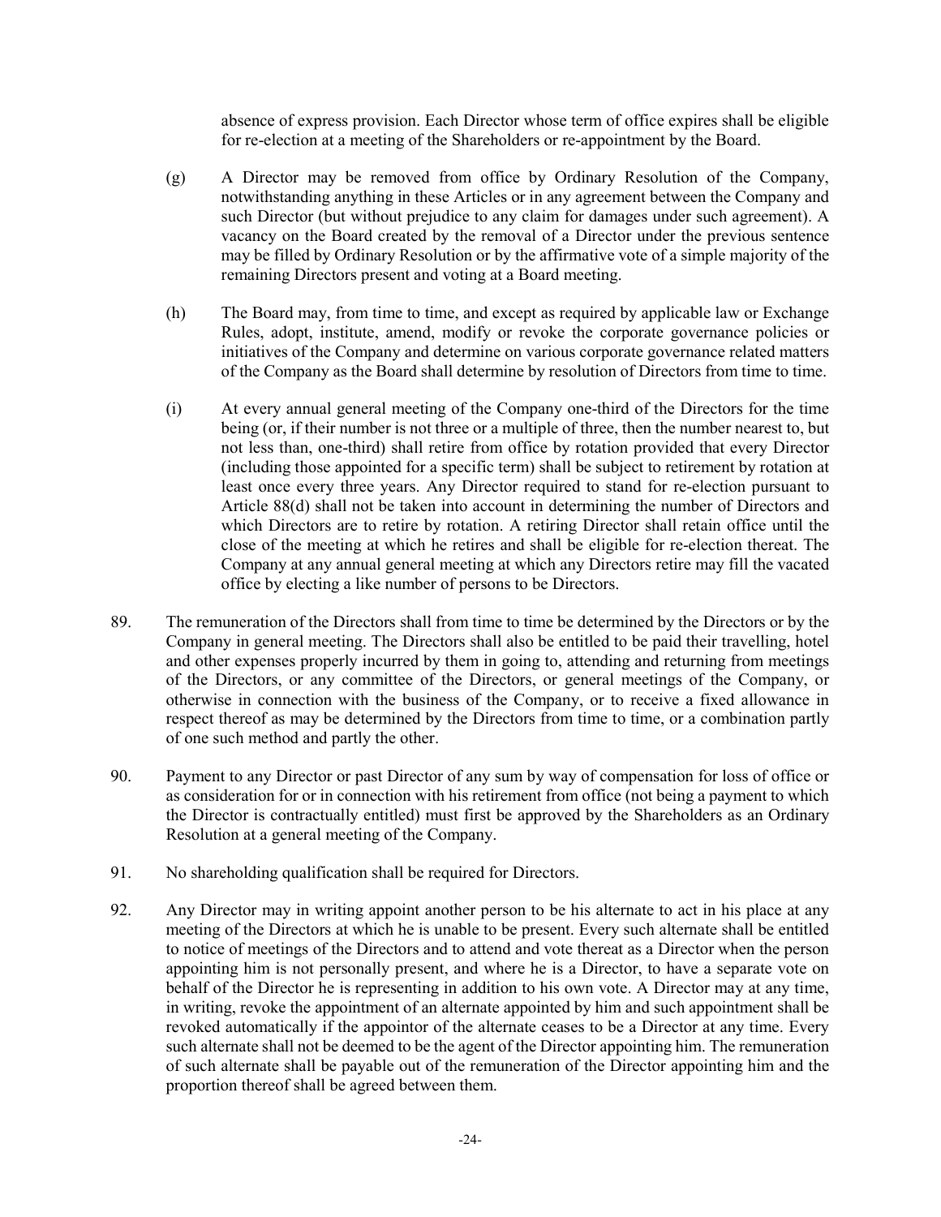absence of express provision. Each Director whose term of office expires shall be eligible for re-election at a meeting of the Shareholders or re-appointment by the Board.

(g) A Director may be removed from office by Ordinary Resolution of the Company, notwithstanding anything in these Articles or in any agreement between the Company and such Director (but without prejudice to any claim for damages under such agreement). A vacancy on the Board created by the removal of a Director under the previous sentence may be filled by Ordinary Resolution or by the affirmative vote of a simple majority of the remaining Directors present and voting at a Board meeting.

(h) The Board may, from time to time, and except as required by applicable law or Exchange Rules, adopt, institute, amend, modify or revoke the corporate governance policies or initiatives of the Company and determine on various corporate governance related matters of the Company as the Board shall determine by resolution of Directors from time to time.

(i) At every annual general meeting of the Company one-third of the Directors for the time being (or, if their number is not three or a multiple of three, then the number nearest to, but not less than, one-third) shall retire from office by rotation provided that every Director (including those appointed for a specific term) shall be subject to retirement by rotation at least once every three years. Any Director required to stand for re-election pursuant to Article 88(d) shall not be taken into account in determining the number of Directors and which Directors are to retire by rotation. A retiring Director shall retain office until the close of the meeting at which he retires and shall be eligible for re-election thereat. The Company at any annual general meeting at which any Directors retire may fill the vacated office by electing a like number of persons to be Directors.

89. The remuneration of the Directors shall from time to time be determined by the Directors or by the Company in general meeting. The Directors shall also be entitled to be paid their travelling, hotel and other expenses properly incurred by them in going to, attending and returning from meetings of the Directors, or any committee of the Directors, or general meetings of the Company, or otherwise in connection with the business of the Company, or to receive a fixed allowance in respect thereof as may be determined by the Directors from time to time, or a combination partly of one such method and partly the other.

90. Payment to any Director or past Director of any sum by way of compensation for loss of office or as consideration for or in connection with his retirement from office (not being a payment to which the Director is contractually entitled) must first be approved by the Shareholders as an Ordinary Resolution at a general meeting of the Company.

91. No shareholding qualification shall be required for Directors.

92. Any Director may in writing appoint another person to be his alternate to act in his place at any meeting of the Directors at which he is unable to be present. Every such alternate shall be entitled to notice of meetings of the Directors and to attend and vote thereat as a Director when the person appointing him is not personally present, and where he is a Director, to have a separate vote on behalf of the Director he is representing in addition to his own vote. A Director may at any time, in writing, revoke the appointment of an alternate appointed by him and such appointment shall be revoked automatically if the appointor of the alternate ceases to be a Director at any time. Every such alternate shall not be deemed to be the agent of the Director appointing him. The remuneration of such alternate shall be payable out of the remuneration of the Director appointing him and the proportion thereof shall be agreed between them.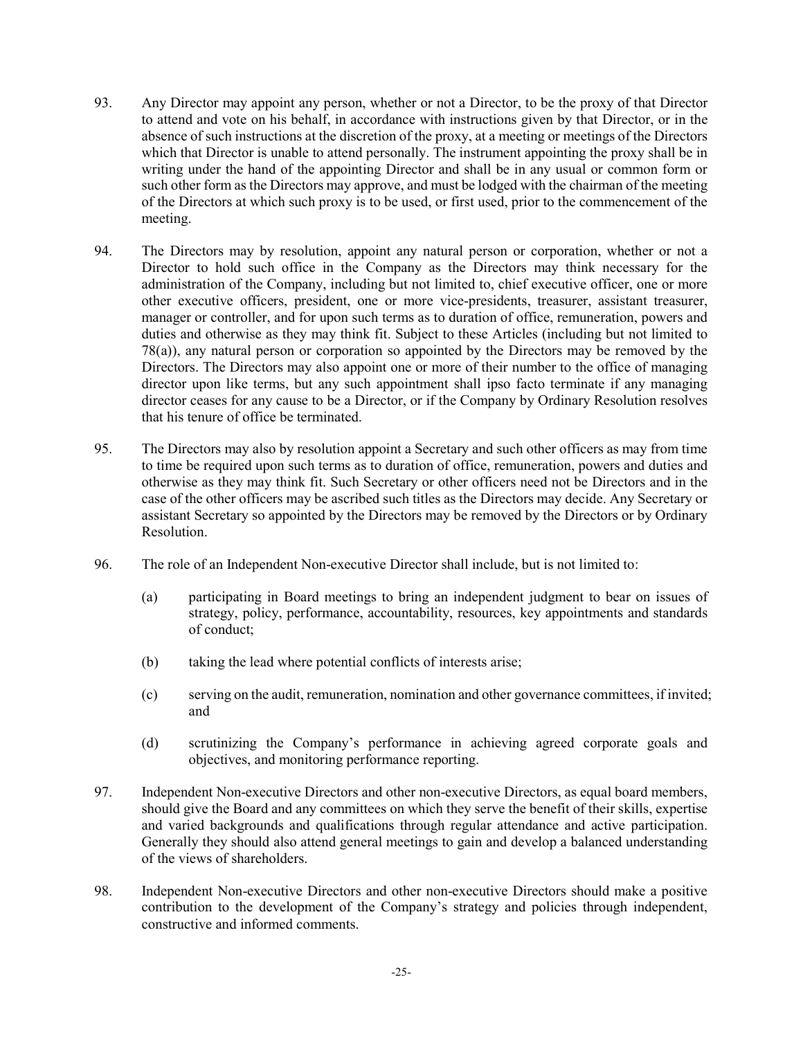93. Any Director may appoint any person, whether or not a Director, to be the proxy of that Director to attend and vote on his behalf, in accordance with instructions given by that Director, or in the absence of such instructions at the discretion of the proxy, at a meeting or meetings of the Directors which that Director is unable to attend personally. The instrument appointing the proxy shall be in writing under the hand of the appointing Director and shall be in any usual or common form or such other form as the Directors may approve, and must be lodged with the chairman of the meeting of the Directors at which such proxy is to be used, or first used, prior to the commencement of the meeting.

94. The Directors may by resolution, appoint any natural person or corporation, whether or not a Director to hold such office in the Company as the Directors may think necessary for the administration of the Company, including but not limited to, chief executive officer, one or more other executive officers, president, one or more vice-presidents, treasurer, assistant treasurer, manager or controller, and for upon such terms as to duration of office, remuneration, powers and duties and otherwise as they may think fit. Subject to these Articles (including but not limited to 78(a)), any natural person or corporation so appointed by the Directors may be removed by the Directors. The Directors may also appoint one or more of their number to the office of managing director upon like terms, but any such appointment shall ipso facto terminate if any managing director ceases for any cause to be a Director, or if the Company by Ordinary Resolution resolves that his tenure of office be terminated.

95. The Directors may also by resolution appoint a Secretary and such other officers as may from time to time be required upon such terms as to duration of office, remuneration, powers and duties and otherwise as they may think fit. Such Secretary or other officers need not be Directors and in the case of the other officers may be ascribed such titles as the Directors may decide. Any Secretary or assistant Secretary so appointed by the Directors may be removed by the Directors or by Ordinary Resolution.

96. The role of an Independent Non-executive Director shall include, but is not limited to:

    (a) participating in Board meetings to bring an independent judgment to bear on issues of strategy, policy, performance, accountability, resources, key appointments and standards of conduct;

    (b) taking the lead where potential conflicts of interests arise;

    (c) serving on the audit, remuneration, nomination and other governance committees, if invited; and

    (d) scrutinizing the Company's performance in achieving agreed corporate goals and objectives, and monitoring performance reporting.

97. Independent Non-executive Directors and other non-executive Directors, as equal board members, should give the Board and any committees on which they serve the benefit of their skills, expertise and varied backgrounds and qualifications through regular attendance and active participation. Generally they should also attend general meetings to gain and develop a balanced understanding of the views of shareholders.

98. Independent Non-executive Directors and other non-executive Directors should make a positive contribution to the development of the Company's strategy and policies through independent, constructive and informed comments.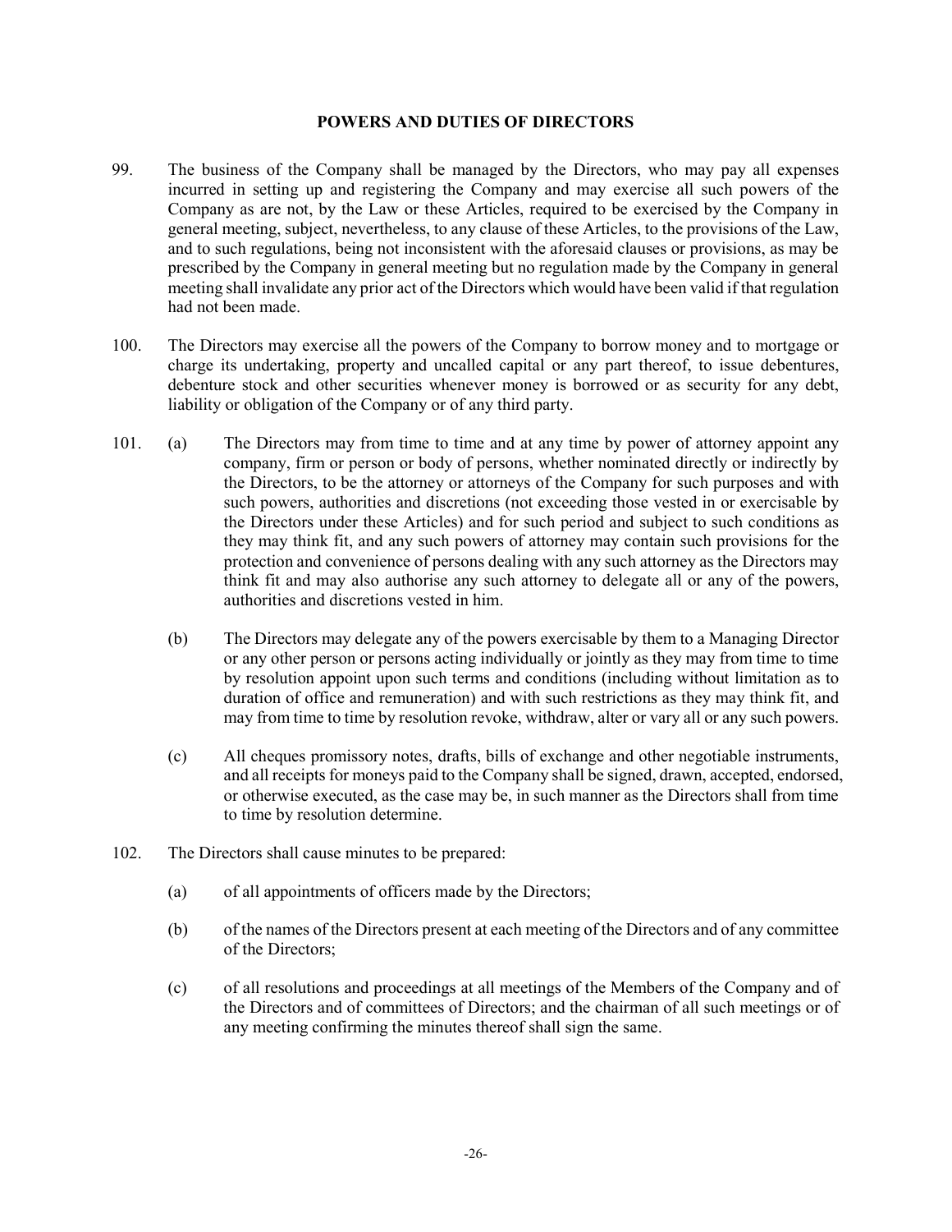## POWERS AND DUTIES OF DIRECTORS

99. The business of the Company shall be managed by the Directors, who may pay all expenses incurred in setting up and registering the Company and may exercise all such powers of the Company as are not, by the Law or these Articles, required to be exercised by the Company in general meeting, subject, nevertheless, to any clause of these Articles, to the provisions of the Law, and to such regulations, being not inconsistent with the aforesaid clauses or provisions, as may be prescribed by the Company in general meeting but no regulation made by the Company in general meeting shall invalidate any prior act of the Directors which would have been valid if that regulation had not been made.

100. The Directors may exercise all the powers of the Company to borrow money and to mortgage or charge its undertaking, property and uncalled capital or any part thereof, to issue debentures, debenture stock and other securities whenever money is borrowed or as security for any debt, liability or obligation of the Company or of any third party.

101. (a) The Directors may from time to time and at any time by power of attorney appoint any company, firm or person or body of persons, whether nominated directly or indirectly by the Directors, to be the attorney or attorneys of the Company for such purposes and with such powers, authorities and discretions (not exceeding those vested in or exercisable by the Directors under these Articles) and for such period and subject to such conditions as they may think fit, and any such powers of attorney may contain such provisions for the protection and convenience of persons dealing with any such attorney as the Directors may think fit and may also authorise any such attorney to delegate all or any of the powers, authorities and discretions vested in him.

    (b) The Directors may delegate any of the powers exercisable by them to a Managing Director or any other person or persons acting individually or jointly as they may from time to time by resolution appoint upon such terms and conditions (including without limitation as to duration of office and remuneration) and with such restrictions as they may think fit, and may from time to time by resolution revoke, withdraw, alter or vary all or any such powers.

    (c) All cheques promissory notes, drafts, bills of exchange and other negotiable instruments, and all receipts for moneys paid to the Company shall be signed, drawn, accepted, endorsed, or otherwise executed, as the case may be, in such manner as the Directors shall from time to time by resolution determine.

102. The Directors shall cause minutes to be prepared:

    (a) of all appointments of officers made by the Directors;

    (b) of the names of the Directors present at each meeting of the Directors and of any committee of the Directors;

    (c) of all resolutions and proceedings at all meetings of the Members of the Company and of the Directors and of committees of Directors; and the chairman of all such meetings or of any meeting confirming the minutes thereof shall sign the same.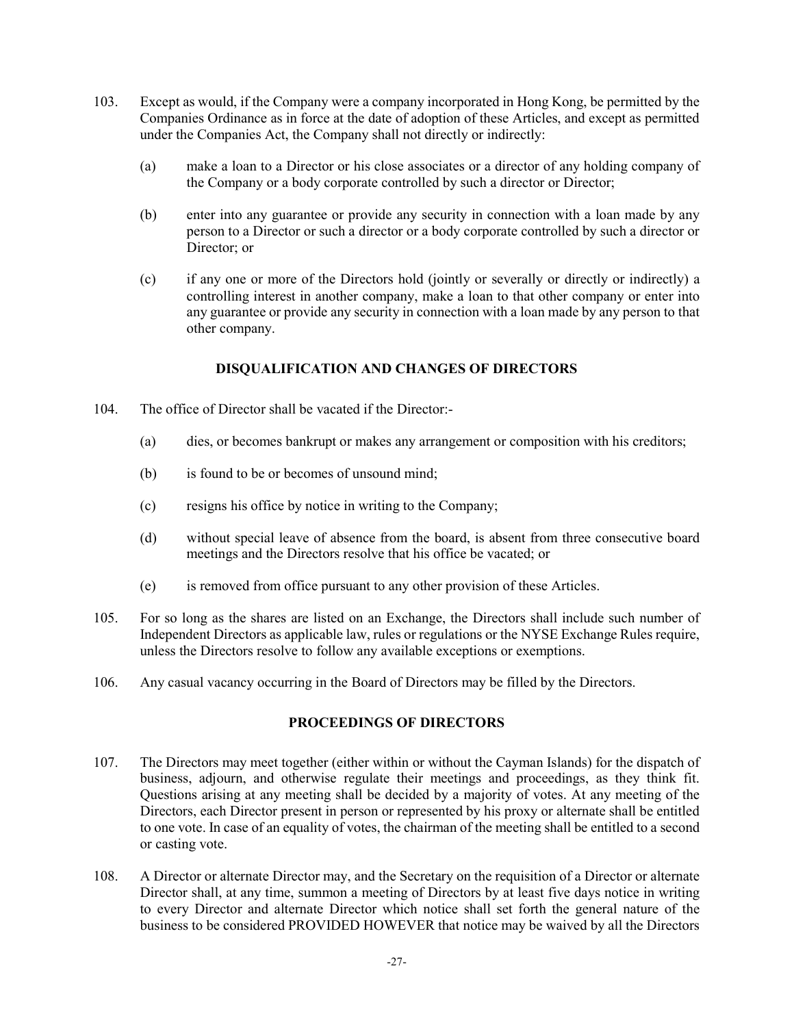103. Except as would, if the Company were a company incorporated in Hong Kong, be permitted by the Companies Ordinance as in force at the date of adoption of these Articles, and except as permitted under the Companies Act, the Company shall not directly or indirectly:

   (a) make a loan to a Director or his close associates or a director of any holding company of the Company or a body corporate controlled by such a director or Director;

   (b) enter into any guarantee or provide any security in connection with a loan made by any person to a Director or such a director or a body corporate controlled by such a director or Director; or

   (c) if any one or more of the Directors hold (jointly or severally or directly or indirectly) a controlling interest in another company, make a loan to that other company or enter into any guarantee or provide any security in connection with a loan made by any person to that other company.

## DISQUALIFICATION AND CHANGES OF DIRECTORS

104. The office of Director shall be vacated if the Director:-

   (a) dies, or becomes bankrupt or makes any arrangement or composition with his creditors;

   (b) is found to be or becomes of unsound mind;

   (c) resigns his office by notice in writing to the Company;

   (d) without special leave of absence from the board, is absent from three consecutive board meetings and the Directors resolve that his office be vacated; or

   (e) is removed from office pursuant to any other provision of these Articles.

105. For so long as the shares are listed on an Exchange, the Directors shall include such number of Independent Directors as applicable law, rules or regulations or the NYSE Exchange Rules require, unless the Directors resolve to follow any available exceptions or exemptions.

106. Any casual vacancy occurring in the Board of Directors may be filled by the Directors.

## PROCEEDINGS OF DIRECTORS

107. The Directors may meet together (either within or without the Cayman Islands) for the dispatch of business, adjourn, and otherwise regulate their meetings and proceedings, as they think fit. Questions arising at any meeting shall be decided by a majority of votes. At any meeting of the Directors, each Director present in person or represented by his proxy or alternate shall be entitled to one vote. In case of an equality of votes, the chairman of the meeting shall be entitled to a second or casting vote.

108. A Director or alternate Director may, and the Secretary on the requisition of a Director or alternate Director shall, at any time, summon a meeting of Directors by at least five days notice in writing to every Director and alternate Director which notice shall set forth the general nature of the business to be considered PROVIDED HOWEVER that notice may be waived by all the Directors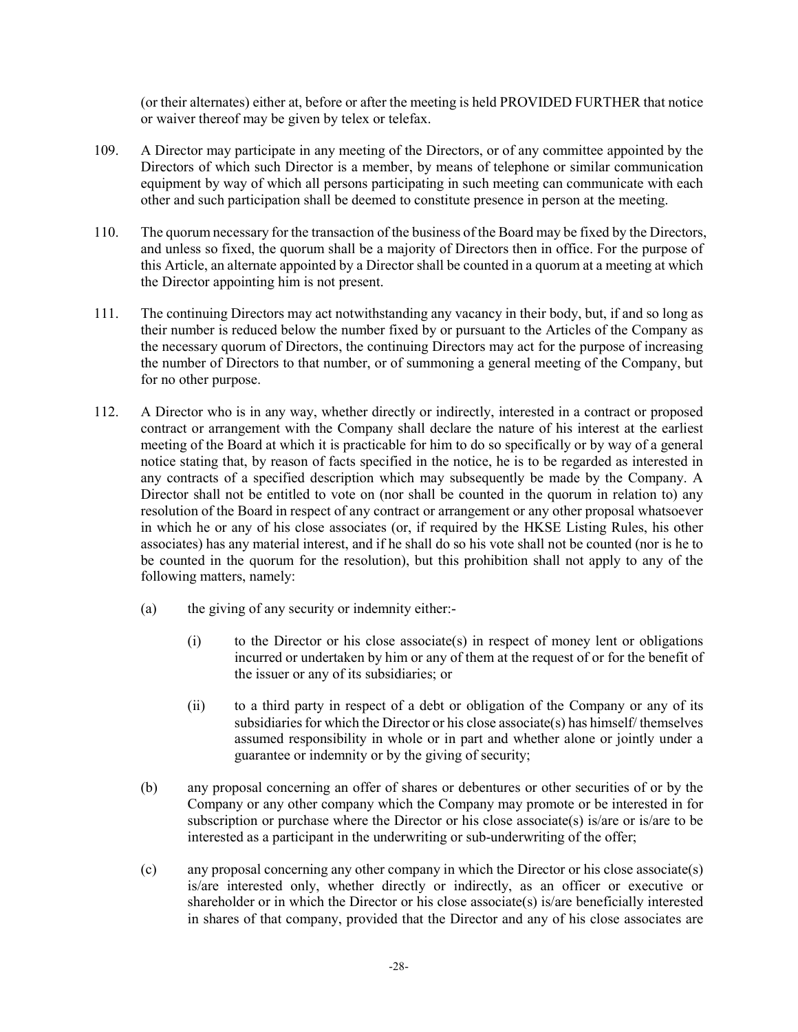(or their alternates) either at, before or after the meeting is held PROVIDED FURTHER that notice or waiver thereof may be given by telex or telefax.

109. A Director may participate in any meeting of the Directors, or of any committee appointed by the Directors of which such Director is a member, by means of telephone or similar communication equipment by way of which all persons participating in such meeting can communicate with each other and such participation shall be deemed to constitute presence in person at the meeting.

110. The quorum necessary for the transaction of the business of the Board may be fixed by the Directors, and unless so fixed, the quorum shall be a majority of Directors then in office. For the purpose of this Article, an alternate appointed by a Director shall be counted in a quorum at a meeting at which the Director appointing him is not present.

111. The continuing Directors may act notwithstanding any vacancy in their body, but, if and so long as their number is reduced below the number fixed by or pursuant to the Articles of the Company as the necessary quorum of Directors, the continuing Directors may act for the purpose of increasing the number of Directors to that number, or of summoning a general meeting of the Company, but for no other purpose.

112. A Director who is in any way, whether directly or indirectly, interested in a contract or proposed contract or arrangement with the Company shall declare the nature of his interest at the earliest meeting of the Board at which it is practicable for him to do so specifically or by way of a general notice stating that, by reason of facts specified in the notice, he is to be regarded as interested in any contracts of a specified description which may subsequently be made by the Company. A Director shall not be entitled to vote on (nor shall be counted in the quorum in relation to) any resolution of the Board in respect of any contract or arrangement or any other proposal whatsoever in which he or any of his close associates (or, if required by the HKSE Listing Rules, his other associates) has any material interest, and if he shall do so his vote shall not be counted (nor is he to be counted in the quorum for the resolution), but this prohibition shall not apply to any of the following matters, namely:

    (a) the giving of any security or indemnity either:-

        (i) to the Director or his close associate(s) in respect of money lent or obligations incurred or undertaken by him or any of them at the request of or for the benefit of the issuer or any of its subsidiaries; or

        (ii) to a third party in respect of a debt or obligation of the Company or any of its subsidiaries for which the Director or his close associate(s) has himself/ themselves assumed responsibility in whole or in part and whether alone or jointly under a guarantee or indemnity or by the giving of security;

    (b) any proposal concerning an offer of shares or debentures or other securities of or by the Company or any other company which the Company may promote or be interested in for subscription or purchase where the Director or his close associate(s) is/are or is/are to be interested as a participant in the underwriting or sub-underwriting of the offer;

    (c) any proposal concerning any other company in which the Director or his close associate(s) is/are interested only, whether directly or indirectly, as an officer or executive or shareholder or in which the Director or his close associate(s) is/are beneficially interested in shares of that company, provided that the Director and any of his close associates are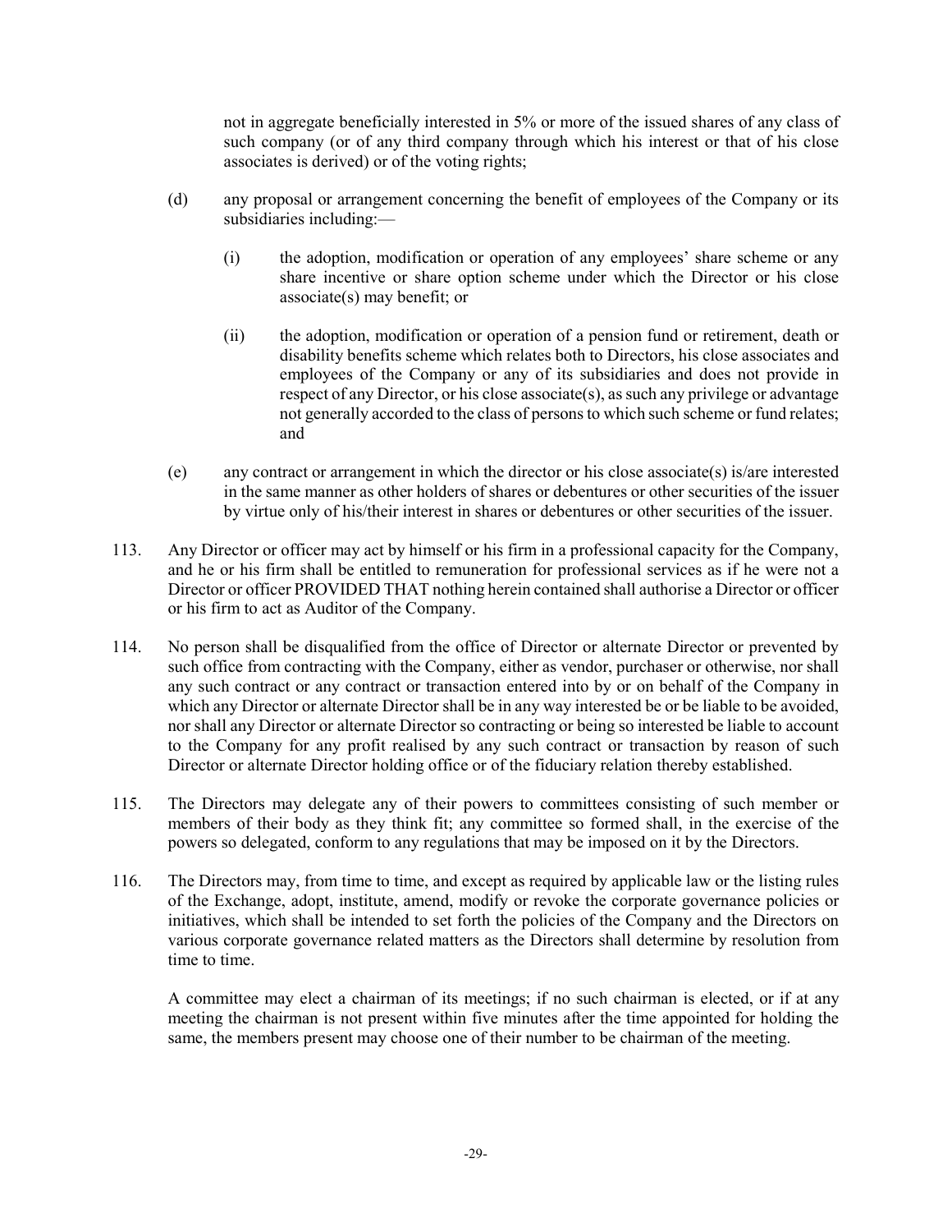not in aggregate beneficially interested in 5% or more of the issued shares of any class of such company (or of any third company through which his interest or that of his close associates is derived) or of the voting rights;

(d) any proposal or arrangement concerning the benefit of employees of the Company or its subsidiaries including:—

(i) the adoption, modification or operation of any employees' share scheme or any share incentive or share option scheme under which the Director or his close associate(s) may benefit; or

(ii) the adoption, modification or operation of a pension fund or retirement, death or disability benefits scheme which relates both to Directors, his close associates and employees of the Company or any of its subsidiaries and does not provide in respect of any Director, or his close associate(s), as such any privilege or advantage not generally accorded to the class of persons to which such scheme or fund relates; and

(e) any contract or arrangement in which the director or his close associate(s) is/are interested in the same manner as other holders of shares or debentures or other securities of the issuer by virtue only of his/their interest in shares or debentures or other securities of the issuer.

113. Any Director or officer may act by himself or his firm in a professional capacity for the Company, and he or his firm shall be entitled to remuneration for professional services as if he were not a Director or officer PROVIDED THAT nothing herein contained shall authorise a Director or officer or his firm to act as Auditor of the Company.

114. No person shall be disqualified from the office of Director or alternate Director or prevented by such office from contracting with the Company, either as vendor, purchaser or otherwise, nor shall any such contract or any contract or transaction entered into by or on behalf of the Company in which any Director or alternate Director shall be in any way interested be or be liable to be avoided, nor shall any Director or alternate Director so contracting or being so interested be liable to account to the Company for any profit realised by any such contract or transaction by reason of such Director or alternate Director holding office or of the fiduciary relation thereby established.

115. The Directors may delegate any of their powers to committees consisting of such member or members of their body as they think fit; any committee so formed shall, in the exercise of the powers so delegated, conform to any regulations that may be imposed on it by the Directors.

116. The Directors may, from time to time, and except as required by applicable law or the listing rules of the Exchange, adopt, institute, amend, modify or revoke the corporate governance policies or initiatives, which shall be intended to set forth the policies of the Company and the Directors on various corporate governance related matters as the Directors shall determine by resolution from time to time.

A committee may elect a chairman of its meetings; if no such chairman is elected, or if at any meeting the chairman is not present within five minutes after the time appointed for holding the same, the members present may choose one of their number to be chairman of the meeting.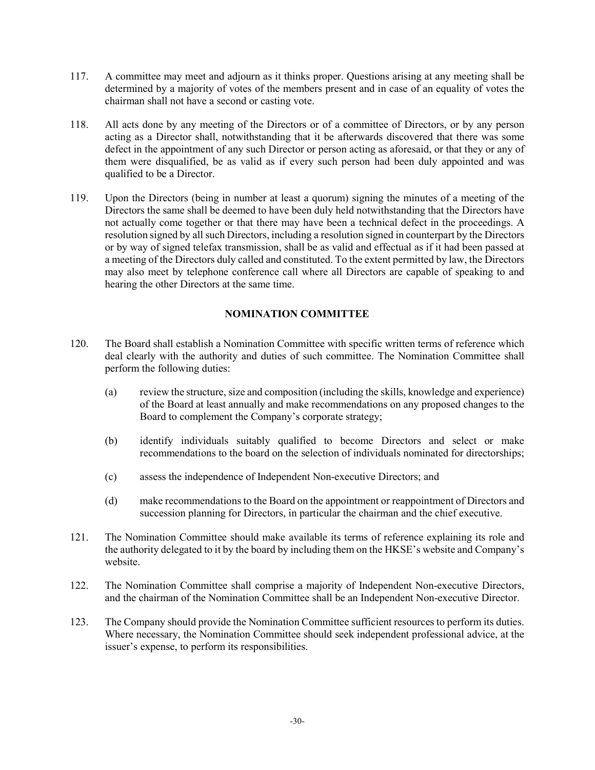117. A committee may meet and adjourn as it thinks proper. Questions arising at any meeting shall be determined by a majority of votes of the members present and in case of an equality of votes the chairman shall not have a second or casting vote.

118. All acts done by any meeting of the Directors or of a committee of Directors, or by any person acting as a Director shall, notwithstanding that it be afterwards discovered that there was some defect in the appointment of any such Director or person acting as aforesaid, or that they or any of them were disqualified, be as valid as if every such person had been duly appointed and was qualified to be a Director.

119. Upon the Directors (being in number at least a quorum) signing the minutes of a meeting of the Directors the same shall be deemed to have been duly held notwithstanding that the Directors have not actually come together or that there may have been a technical defect in the proceedings. A resolution signed by all such Directors, including a resolution signed in counterpart by the Directors or by way of signed telefax transmission, shall be as valid and effectual as if it had been passed at a meeting of the Directors duly called and constituted. To the extent permitted by law, the Directors may also meet by telephone conference call where all Directors are capable of speaking to and hearing the other Directors at the same time.

## NOMINATION COMMITTEE

120. The Board shall establish a Nomination Committee with specific written terms of reference which deal clearly with the authority and duties of such committee. The Nomination Committee shall perform the following duties:

    (a) review the structure, size and composition (including the skills, knowledge and experience) of the Board at least annually and make recommendations on any proposed changes to the Board to complement the Company's corporate strategy;

    (b) identify individuals suitably qualified to become Directors and select or make recommendations to the board on the selection of individuals nominated for directorships;

    (c) assess the independence of Independent Non-executive Directors; and

    (d) make recommendations to the Board on the appointment or reappointment of Directors and succession planning for Directors, in particular the chairman and the chief executive.

121. The Nomination Committee should make available its terms of reference explaining its role and the authority delegated to it by the board by including them on the HKSE's website and Company's website.

122. The Nomination Committee shall comprise a majority of Independent Non-executive Directors, and the chairman of the Nomination Committee shall be an Independent Non-executive Director.

123. The Company should provide the Nomination Committee sufficient resources to perform its duties. Where necessary, the Nomination Committee should seek independent professional advice, at the issuer's expense, to perform its responsibilities.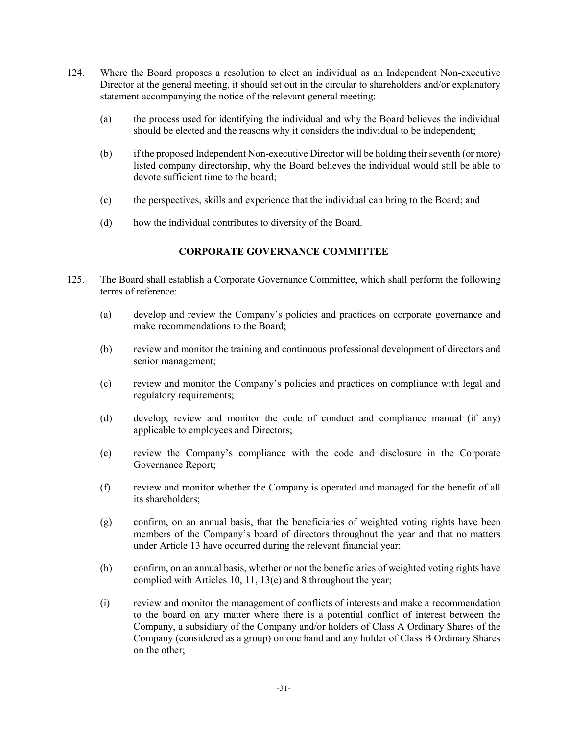124. Where the Board proposes a resolution to elect an individual as an Independent Non-executive Director at the general meeting, it should set out in the circular to shareholders and/or explanatory statement accompanying the notice of the relevant general meeting:

   (a) the process used for identifying the individual and why the Board believes the individual should be elected and the reasons why it considers the individual to be independent;

   (b) if the proposed Independent Non-executive Director will be holding their seventh (or more) listed company directorship, why the Board believes the individual would still be able to devote sufficient time to the board;

   (c) the perspectives, skills and experience that the individual can bring to the Board; and

   (d) how the individual contributes to diversity of the Board.

## CORPORATE GOVERNANCE COMMITTEE

125. The Board shall establish a Corporate Governance Committee, which shall perform the following terms of reference:

   (a) develop and review the Company's policies and practices on corporate governance and make recommendations to the Board;

   (b) review and monitor the training and continuous professional development of directors and senior management;

   (c) review and monitor the Company's policies and practices on compliance with legal and regulatory requirements;

   (d) develop, review and monitor the code of conduct and compliance manual (if any) applicable to employees and Directors;

   (e) review the Company's compliance with the code and disclosure in the Corporate Governance Report;

   (f) review and monitor whether the Company is operated and managed for the benefit of all its shareholders;

   (g) confirm, on an annual basis, that the beneficiaries of weighted voting rights have been members of the Company's board of directors throughout the year and that no matters under Article 13 have occurred during the relevant financial year;

   (h) confirm, on an annual basis, whether or not the beneficiaries of weighted voting rights have complied with Articles 10, 11, 13(e) and 8 throughout the year;

   (i) review and monitor the management of conflicts of interests and make a recommendation to the board on any matter where there is a potential conflict of interest between the Company, a subsidiary of the Company and/or holders of Class A Ordinary Shares of the Company (considered as a group) on one hand and any holder of Class B Ordinary Shares on the other;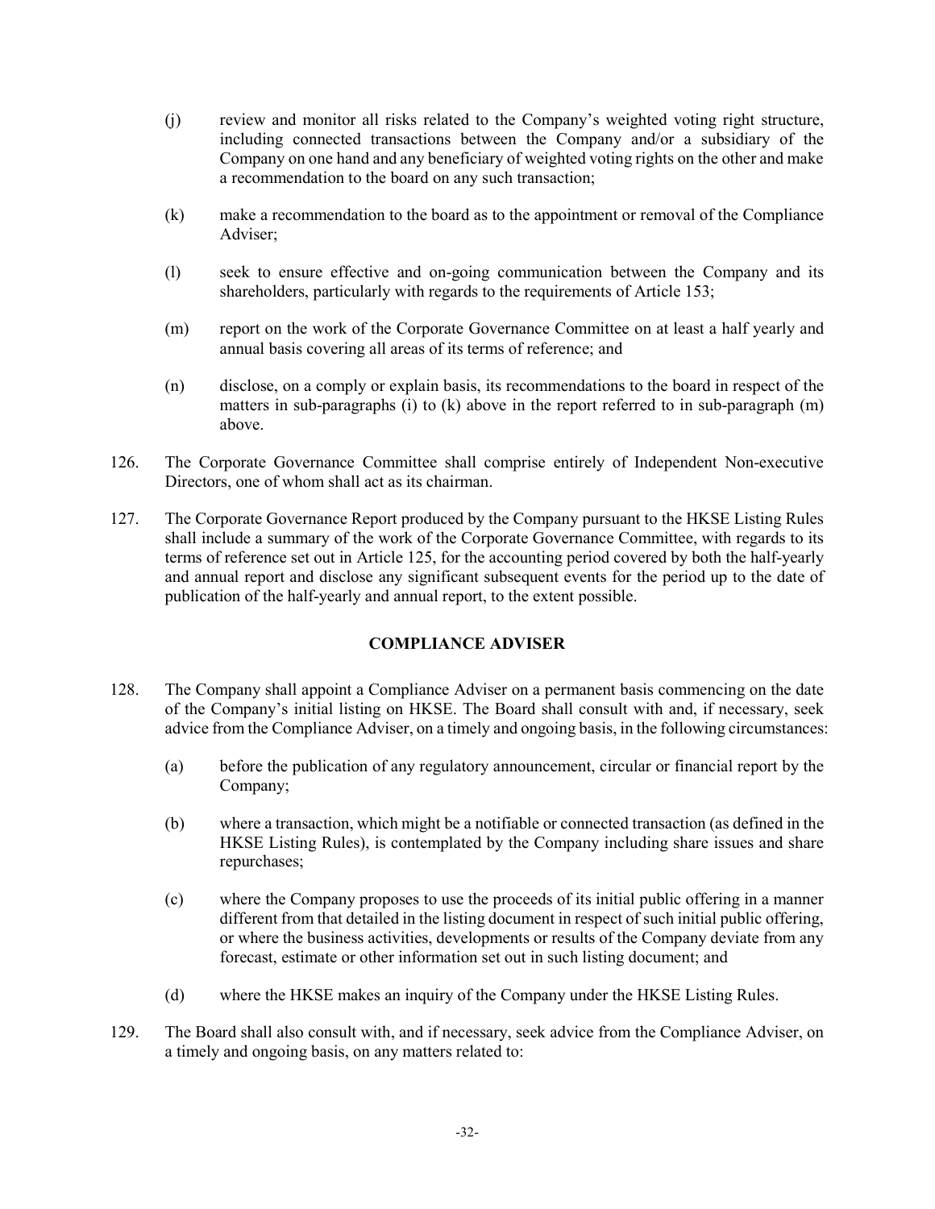(j) review and monitor all risks related to the Company's weighted voting right structure, including connected transactions between the Company and/or a subsidiary of the Company on one hand and any beneficiary of weighted voting rights on the other and make a recommendation to the board on any such transaction;

(k) make a recommendation to the board as to the appointment or removal of the Compliance Adviser;

(l) seek to ensure effective and on-going communication between the Company and its shareholders, particularly with regards to the requirements of Article 153;

(m) report on the work of the Corporate Governance Committee on at least a half yearly and annual basis covering all areas of its terms of reference; and

(n) disclose, on a comply or explain basis, its recommendations to the board in respect of the matters in sub-paragraphs (i) to (k) above in the report referred to in sub-paragraph (m) above.

126. The Corporate Governance Committee shall comprise entirely of Independent Non-executive Directors, one of whom shall act as its chairman.

127. The Corporate Governance Report produced by the Company pursuant to the HKSE Listing Rules shall include a summary of the work of the Corporate Governance Committee, with regards to its terms of reference set out in Article 125, for the accounting period covered by both the half-yearly and annual report and disclose any significant subsequent events for the period up to the date of publication of the half-yearly and annual report, to the extent possible.

## COMPLIANCE ADVISER

128. The Company shall appoint a Compliance Adviser on a permanent basis commencing on the date of the Company's initial listing on HKSE. The Board shall consult with and, if necessary, seek advice from the Compliance Adviser, on a timely and ongoing basis, in the following circumstances:

(a) before the publication of any regulatory announcement, circular or financial report by the Company;

(b) where a transaction, which might be a notifiable or connected transaction (as defined in the HKSE Listing Rules), is contemplated by the Company including share issues and share repurchases;

(c) where the Company proposes to use the proceeds of its initial public offering in a manner different from that detailed in the listing document in respect of such initial public offering, or where the business activities, developments or results of the Company deviate from any forecast, estimate or other information set out in such listing document; and

(d) where the HKSE makes an inquiry of the Company under the HKSE Listing Rules.

129. The Board shall also consult with, and if necessary, seek advice from the Compliance Adviser, on a timely and ongoing basis, on any matters related to: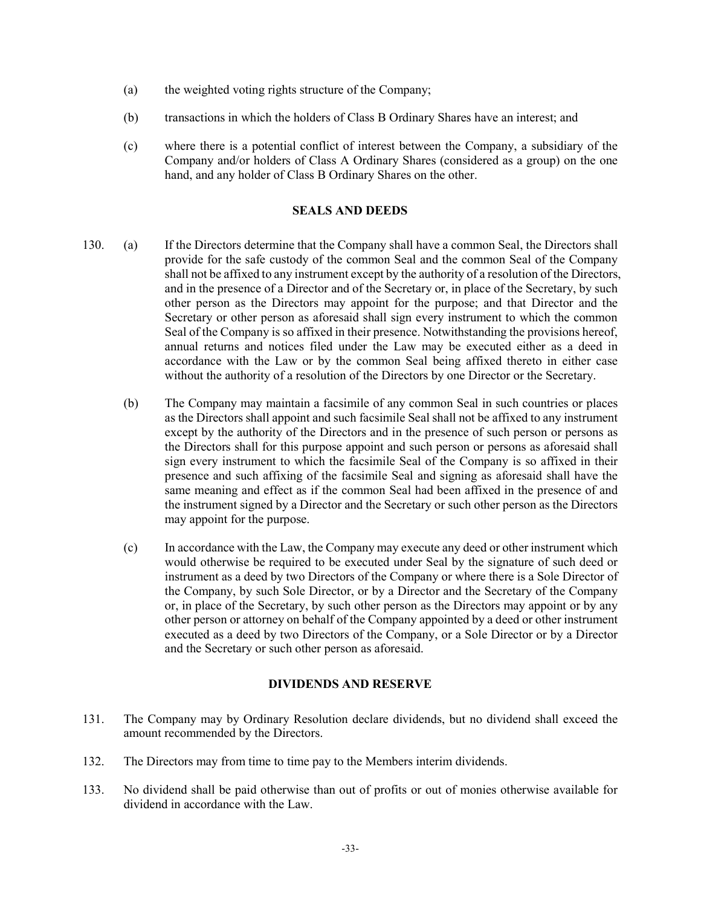(a) the weighted voting rights structure of the Company;

(b) transactions in which the holders of Class B Ordinary Shares have an interest; and

(c) where there is a potential conflict of interest between the Company, a subsidiary of the Company and/or holders of Class A Ordinary Shares (considered as a group) on the one hand, and any holder of Class B Ordinary Shares on the other.

## SEALS AND DEEDS

130. (a) If the Directors determine that the Company shall have a common Seal, the Directors shall provide for the safe custody of the common Seal and the common Seal of the Company shall not be affixed to any instrument except by the authority of a resolution of the Directors, and in the presence of a Director and of the Secretary or, in place of the Secretary, by such other person as the Directors may appoint for the purpose; and that Director and the Secretary or other person as aforesaid shall sign every instrument to which the common Seal of the Company is so affixed in their presence. Notwithstanding the provisions hereof, annual returns and notices filed under the Law may be executed either as a deed in accordance with the Law or by the common Seal being affixed thereto in either case without the authority of a resolution of the Directors by one Director or the Secretary.

(b) The Company may maintain a facsimile of any common Seal in such countries or places as the Directors shall appoint and such facsimile Seal shall not be affixed to any instrument except by the authority of the Directors and in the presence of such person or persons as the Directors shall for this purpose appoint and such person or persons as aforesaid shall sign every instrument to which the facsimile Seal of the Company is so affixed in their presence and such affixing of the facsimile Seal and signing as aforesaid shall have the same meaning and effect as if the common Seal had been affixed in the presence of and the instrument signed by a Director and the Secretary or such other person as the Directors may appoint for the purpose.

(c) In accordance with the Law, the Company may execute any deed or other instrument which would otherwise be required to be executed under Seal by the signature of such deed or instrument as a deed by two Directors of the Company or where there is a Sole Director of the Company, by such Sole Director, or by a Director and the Secretary of the Company or, in place of the Secretary, by such other person as the Directors may appoint or by any other person or attorney on behalf of the Company appointed by a deed or other instrument executed as a deed by two Directors of the Company, or a Sole Director or by a Director and the Secretary or such other person as aforesaid.

## DIVIDENDS AND RESERVE

131. The Company may by Ordinary Resolution declare dividends, but no dividend shall exceed the amount recommended by the Directors.

132. The Directors may from time to time pay to the Members interim dividends.

133. No dividend shall be paid otherwise than out of profits or out of monies otherwise available for dividend in accordance with the Law.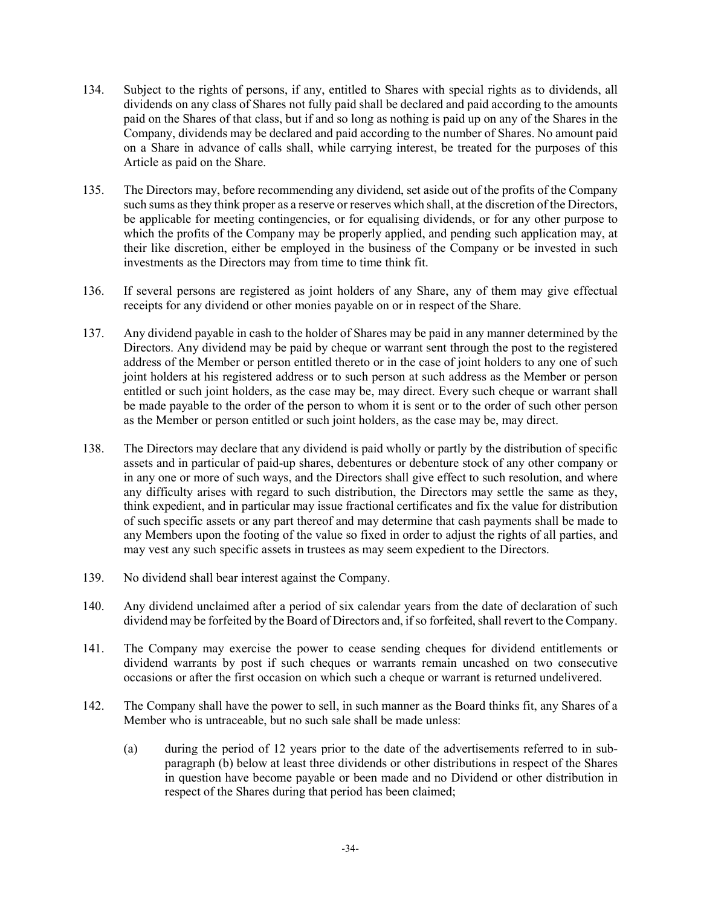134. Subject to the rights of persons, if any, entitled to Shares with special rights as to dividends, all dividends on any class of Shares not fully paid shall be declared and paid according to the amounts paid on the Shares of that class, but if and so long as nothing is paid up on any of the Shares in the Company, dividends may be declared and paid according to the number of Shares. No amount paid on a Share in advance of calls shall, while carrying interest, be treated for the purposes of this Article as paid on the Share.

135. The Directors may, before recommending any dividend, set aside out of the profits of the Company such sums as they think proper as a reserve or reserves which shall, at the discretion of the Directors, be applicable for meeting contingencies, or for equalising dividends, or for any other purpose to which the profits of the Company may be properly applied, and pending such application may, at their like discretion, either be employed in the business of the Company or be invested in such investments as the Directors may from time to time think fit.

136. If several persons are registered as joint holders of any Share, any of them may give effectual receipts for any dividend or other monies payable on or in respect of the Share.

137. Any dividend payable in cash to the holder of Shares may be paid in any manner determined by the Directors. Any dividend may be paid by cheque or warrant sent through the post to the registered address of the Member or person entitled thereto or in the case of joint holders to any one of such joint holders at his registered address or to such person at such address as the Member or person entitled or such joint holders, as the case may be, may direct. Every such cheque or warrant shall be made payable to the order of the person to whom it is sent or to the order of such other person as the Member or person entitled or such joint holders, as the case may be, may direct.

138. The Directors may declare that any dividend is paid wholly or partly by the distribution of specific assets and in particular of paid-up shares, debentures or debenture stock of any other company or in any one or more of such ways, and the Directors shall give effect to such resolution, and where any difficulty arises with regard to such distribution, the Directors may settle the same as they, think expedient, and in particular may issue fractional certificates and fix the value for distribution of such specific assets or any part thereof and may determine that cash payments shall be made to any Members upon the footing of the value so fixed in order to adjust the rights of all parties, and may vest any such specific assets in trustees as may seem expedient to the Directors.

139. No dividend shall bear interest against the Company.

140. Any dividend unclaimed after a period of six calendar years from the date of declaration of such dividend may be forfeited by the Board of Directors and, if so forfeited, shall revert to the Company.

141. The Company may exercise the power to cease sending cheques for dividend entitlements or dividend warrants by post if such cheques or warrants remain uncashed on two consecutive occasions or after the first occasion on which such a cheque or warrant is returned undelivered.

142. The Company shall have the power to sell, in such manner as the Board thinks fit, any Shares of a Member who is untraceable, but no such sale shall be made unless:

    (a) during the period of 12 years prior to the date of the advertisements referred to in sub-paragraph (b) below at least three dividends or other distributions in respect of the Shares in question have become payable or been made and no Dividend or other distribution in respect of the Shares during that period has been claimed;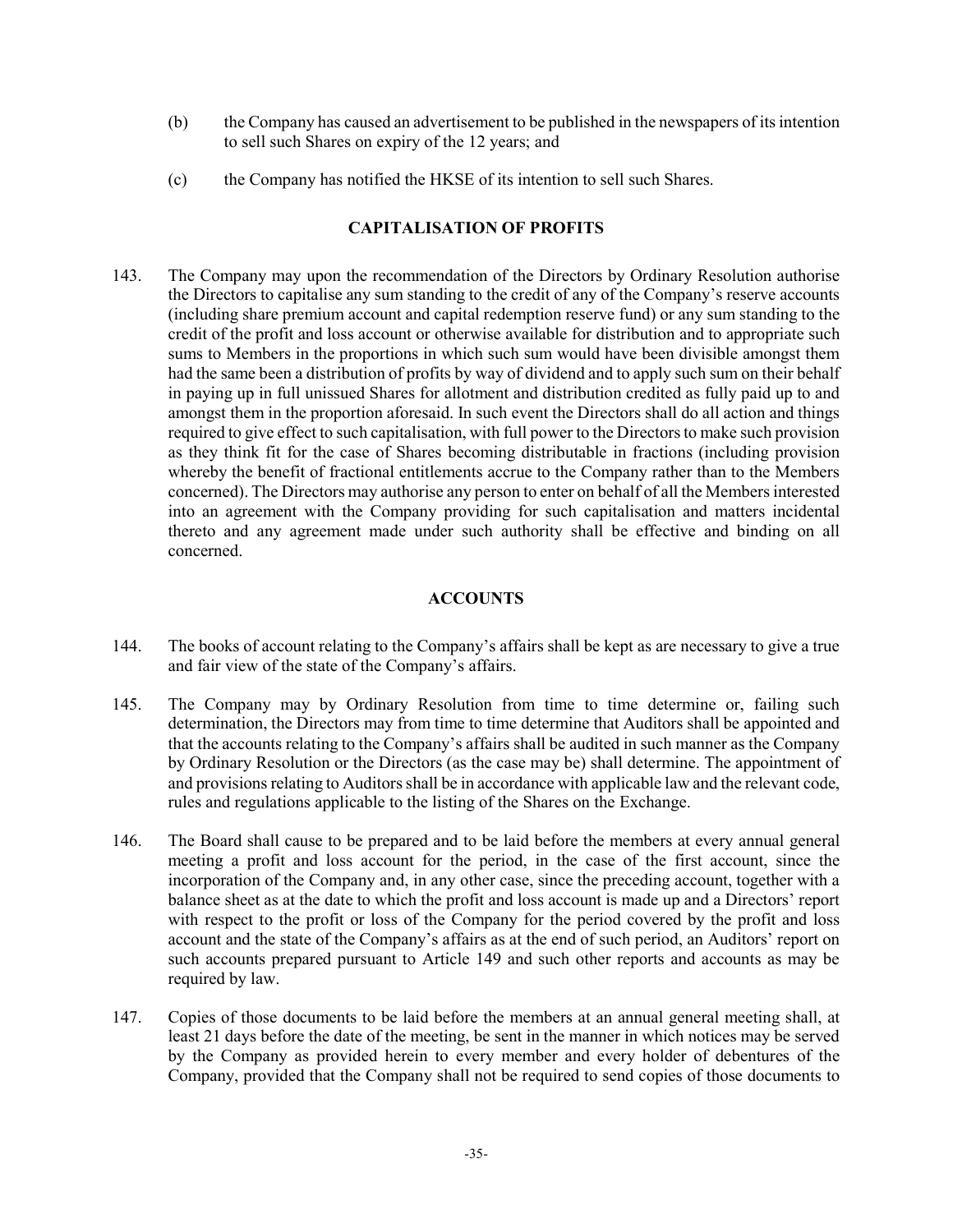(b) the Company has caused an advertisement to be published in the newspapers of its intention to sell such Shares on expiry of the 12 years; and

(c) the Company has notified the HKSE of its intention to sell such Shares.

## CAPITALISATION OF PROFITS

143. The Company may upon the recommendation of the Directors by Ordinary Resolution authorise the Directors to capitalise any sum standing to the credit of any of the Company's reserve accounts (including share premium account and capital redemption reserve fund) or any sum standing to the credit of the profit and loss account or otherwise available for distribution and to appropriate such sums to Members in the proportions in which such sum would have been divisible amongst them had the same been a distribution of profits by way of dividend and to apply such sum on their behalf in paying up in full unissued Shares for allotment and distribution credited as fully paid up to and amongst them in the proportion aforesaid. In such event the Directors shall do all action and things required to give effect to such capitalisation, with full power to the Directors to make such provision as they think fit for the case of Shares becoming distributable in fractions (including provision whereby the benefit of fractional entitlements accrue to the Company rather than to the Members concerned). The Directors may authorise any person to enter on behalf of all the Members interested into an agreement with the Company providing for such capitalisation and matters incidental thereto and any agreement made under such authority shall be effective and binding on all concerned.

## ACCOUNTS

144. The books of account relating to the Company's affairs shall be kept as are necessary to give a true and fair view of the state of the Company's affairs.

145. The Company may by Ordinary Resolution from time to time determine or, failing such determination, the Directors may from time to time determine that Auditors shall be appointed and that the accounts relating to the Company's affairs shall be audited in such manner as the Company by Ordinary Resolution or the Directors (as the case may be) shall determine. The appointment of and provisions relating to Auditors shall be in accordance with applicable law and the relevant code, rules and regulations applicable to the listing of the Shares on the Exchange.

146. The Board shall cause to be prepared and to be laid before the members at every annual general meeting a profit and loss account for the period, in the case of the first account, since the incorporation of the Company and, in any other case, since the preceding account, together with a balance sheet as at the date to which the profit and loss account is made up and a Directors' report with respect to the profit or loss of the Company for the period covered by the profit and loss account and the state of the Company's affairs as at the end of such period, an Auditors' report on such accounts prepared pursuant to Article 149 and such other reports and accounts as may be required by law.

147. Copies of those documents to be laid before the members at an annual general meeting shall, at least 21 days before the date of the meeting, be sent in the manner in which notices may be served by the Company as provided herein to every member and every holder of debentures of the Company, provided that the Company shall not be required to send copies of those documents to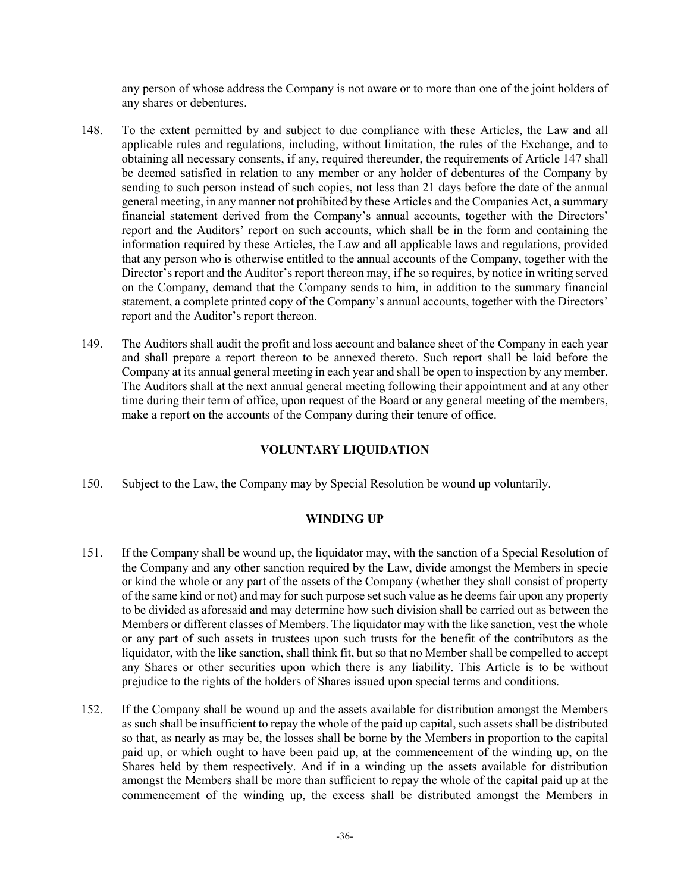any person of whose address the Company is not aware or to more than one of the joint holders of any shares or debentures.

148. To the extent permitted by and subject to due compliance with these Articles, the Law and all applicable rules and regulations, including, without limitation, the rules of the Exchange, and to obtaining all necessary consents, if any, required thereunder, the requirements of Article 147 shall be deemed satisfied in relation to any member or any holder of debentures of the Company by sending to such person instead of such copies, not less than 21 days before the date of the annual general meeting, in any manner not prohibited by these Articles and the Companies Act, a summary financial statement derived from the Company's annual accounts, together with the Directors' report and the Auditors' report on such accounts, which shall be in the form and containing the information required by these Articles, the Law and all applicable laws and regulations, provided that any person who is otherwise entitled to the annual accounts of the Company, together with the Director's report and the Auditor's report thereon may, if he so requires, by notice in writing served on the Company, demand that the Company sends to him, in addition to the summary financial statement, a complete printed copy of the Company's annual accounts, together with the Directors' report and the Auditor's report thereon.

149. The Auditors shall audit the profit and loss account and balance sheet of the Company in each year and shall prepare a report thereon to be annexed thereto. Such report shall be laid before the Company at its annual general meeting in each year and shall be open to inspection by any member. The Auditors shall at the next annual general meeting following their appointment and at any other time during their term of office, upon request of the Board or any general meeting of the members, make a report on the accounts of the Company during their tenure of office.

## VOLUNTARY LIQUIDATION

150. Subject to the Law, the Company may by Special Resolution be wound up voluntarily.

## WINDING UP

151. If the Company shall be wound up, the liquidator may, with the sanction of a Special Resolution of the Company and any other sanction required by the Law, divide amongst the Members in specie or kind the whole or any part of the assets of the Company (whether they shall consist of property of the same kind or not) and may for such purpose set such value as he deems fair upon any property to be divided as aforesaid and may determine how such division shall be carried out as between the Members or different classes of Members. The liquidator may with the like sanction, vest the whole or any part of such assets in trustees upon such trusts for the benefit of the contributors as the liquidator, with the like sanction, shall think fit, but so that no Member shall be compelled to accept any Shares or other securities upon which there is any liability. This Article is to be without prejudice to the rights of the holders of Shares issued upon special terms and conditions.

152. If the Company shall be wound up and the assets available for distribution amongst the Members as such shall be insufficient to repay the whole of the paid up capital, such assets shall be distributed so that, as nearly as may be, the losses shall be borne by the Members in proportion to the capital paid up, or which ought to have been paid up, at the commencement of the winding up, on the Shares held by them respectively. And if in a winding up the assets available for distribution amongst the Members shall be more than sufficient to repay the whole of the capital paid up at the commencement of the winding up, the excess shall be distributed amongst the Members in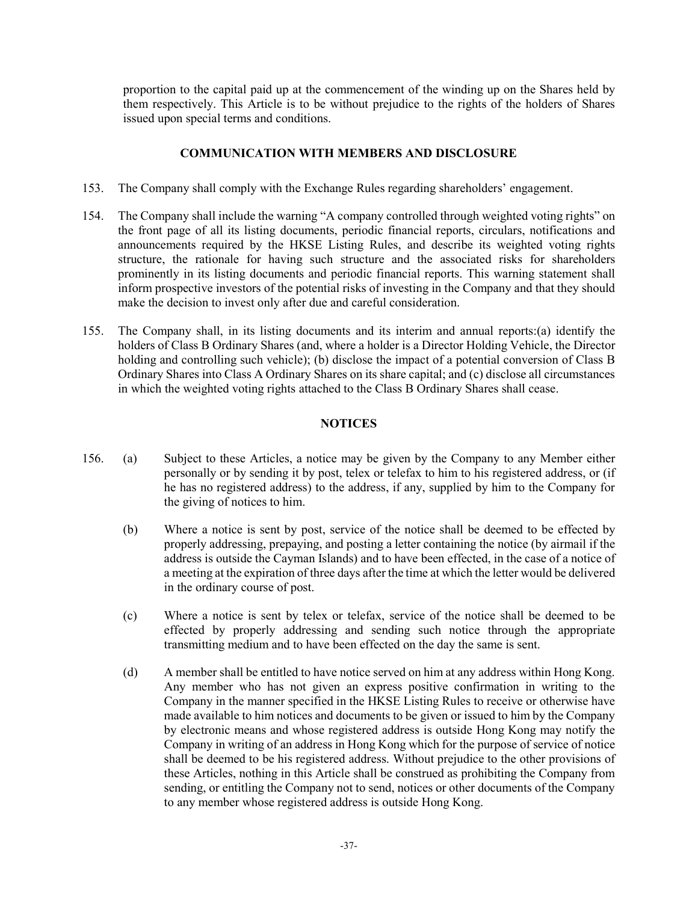proportion to the capital paid up at the commencement of the winding up on the Shares held by them respectively. This Article is to be without prejudice to the rights of the holders of Shares issued upon special terms and conditions.

## COMMUNICATION WITH MEMBERS AND DISCLOSURE

153. The Company shall comply with the Exchange Rules regarding shareholders' engagement.

154. The Company shall include the warning "A company controlled through weighted voting rights" on the front page of all its listing documents, periodic financial reports, circulars, notifications and announcements required by the HKSE Listing Rules, and describe its weighted voting rights structure, the rationale for having such structure and the associated risks for shareholders prominently in its listing documents and periodic financial reports. This warning statement shall inform prospective investors of the potential risks of investing in the Company and that they should make the decision to invest only after due and careful consideration.

155. The Company shall, in its listing documents and its interim and annual reports:(a) identify the holders of Class B Ordinary Shares (and, where a holder is a Director Holding Vehicle, the Director holding and controlling such vehicle); (b) disclose the impact of a potential conversion of Class B Ordinary Shares into Class A Ordinary Shares on its share capital; and (c) disclose all circumstances in which the weighted voting rights attached to the Class B Ordinary Shares shall cease.

## NOTICES

156. (a) Subject to these Articles, a notice may be given by the Company to any Member either personally or by sending it by post, telex or telefax to him to his registered address, or (if he has no registered address) to the address, if any, supplied by him to the Company for the giving of notices to him.

(b) Where a notice is sent by post, service of the notice shall be deemed to be effected by properly addressing, prepaying, and posting a letter containing the notice (by airmail if the address is outside the Cayman Islands) and to have been effected, in the case of a notice of a meeting at the expiration of three days after the time at which the letter would be delivered in the ordinary course of post.

(c) Where a notice is sent by telex or telefax, service of the notice shall be deemed to be effected by properly addressing and sending such notice through the appropriate transmitting medium and to have been effected on the day the same is sent.

(d) A member shall be entitled to have notice served on him at any address within Hong Kong. Any member who has not given an express positive confirmation in writing to the Company in the manner specified in the HKSE Listing Rules to receive or otherwise have made available to him notices and documents to be given or issued to him by the Company by electronic means and whose registered address is outside Hong Kong may notify the Company in writing of an address in Hong Kong which for the purpose of service of notice shall be deemed to be his registered address. Without prejudice to the other provisions of these Articles, nothing in this Article shall be construed as prohibiting the Company from sending, or entitling the Company not to send, notices or other documents of the Company to any member whose registered address is outside Hong Kong.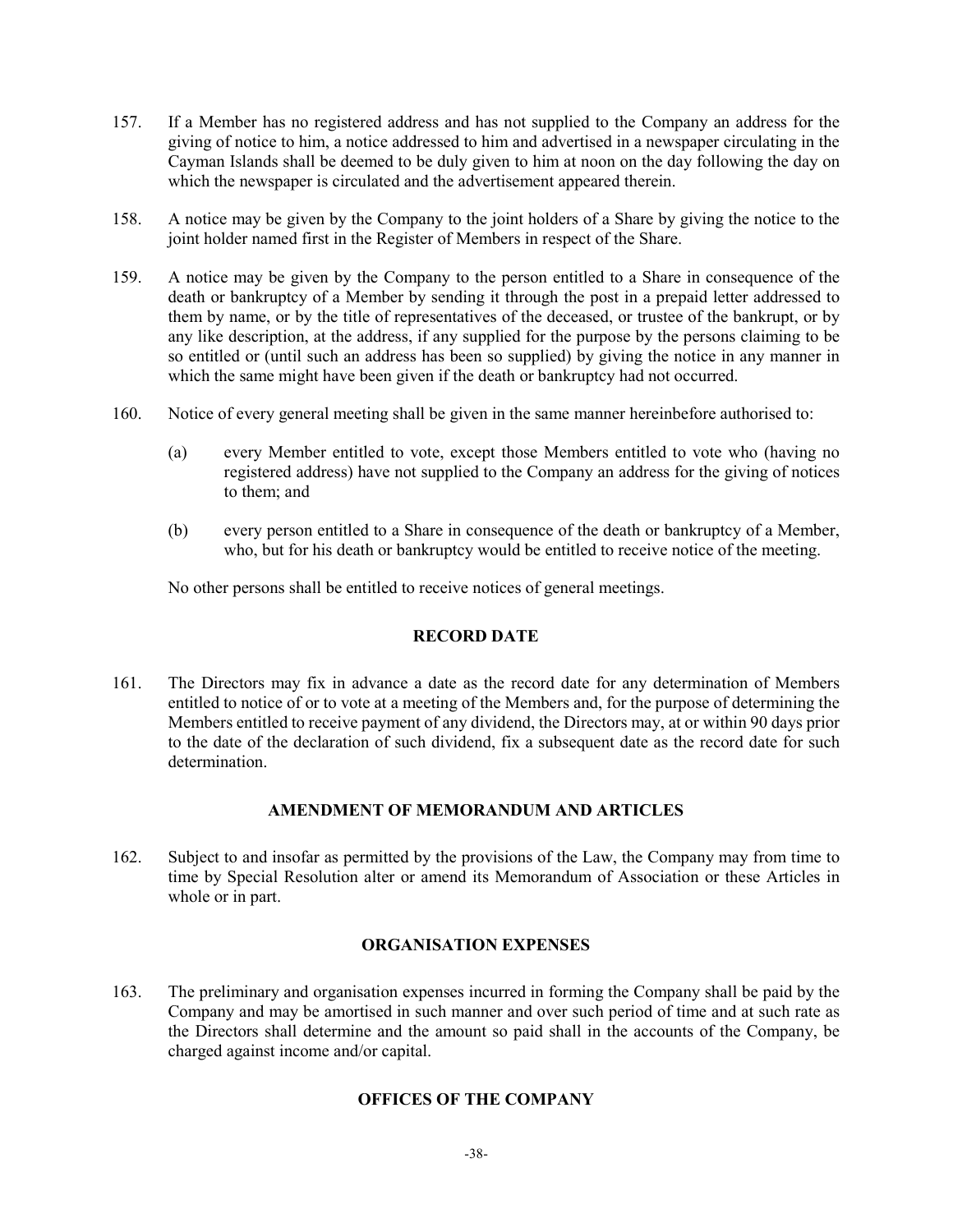157. If a Member has no registered address and has not supplied to the Company an address for the giving of notice to him, a notice addressed to him and advertised in a newspaper circulating in the Cayman Islands shall be deemed to be duly given to him at noon on the day following the day on which the newspaper is circulated and the advertisement appeared therein.

158. A notice may be given by the Company to the joint holders of a Share by giving the notice to the joint holder named first in the Register of Members in respect of the Share.

159. A notice may be given by the Company to the person entitled to a Share in consequence of the death or bankruptcy of a Member by sending it through the post in a prepaid letter addressed to them by name, or by the title of representatives of the deceased, or trustee of the bankrupt, or by any like description, at the address, if any supplied for the purpose by the persons claiming to be so entitled or (until such an address has been so supplied) by giving the notice in any manner in which the same might have been given if the death or bankruptcy had not occurred.

160. Notice of every general meeting shall be given in the same manner hereinbefore authorised to:

 (a) every Member entitled to vote, except those Members entitled to vote who (having no registered address) have not supplied to the Company an address for the giving of notices to them; and

 (b) every person entitled to a Share in consequence of the death or bankruptcy of a Member, who, but for his death or bankruptcy would be entitled to receive notice of the meeting.

No other persons shall be entitled to receive notices of general meetings.

**RECORD DATE**

161. The Directors may fix in advance a date as the record date for any determination of Members entitled to notice of or to vote at a meeting of the Members and, for the purpose of determining the Members entitled to receive payment of any dividend, the Directors may, at or within 90 days prior to the date of the declaration of such dividend, fix a subsequent date as the record date for such determination.

**AMENDMENT OF MEMORANDUM AND ARTICLES**

162. Subject to and insofar as permitted by the provisions of the Law, the Company may from time to time by Special Resolution alter or amend its Memorandum of Association or these Articles in whole or in part.

**ORGANISATION EXPENSES**

163. The preliminary and organisation expenses incurred in forming the Company shall be paid by the Company and may be amortised in such manner and over such period of time and at such rate as the Directors shall determine and the amount so paid shall in the accounts of the Company, be charged against income and/or capital.

**OFFICES OF THE COMPANY**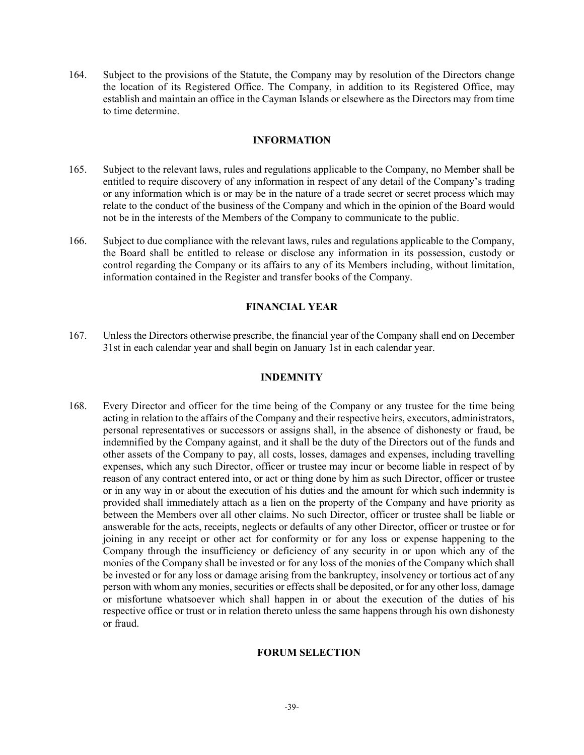164. Subject to the provisions of the Statute, the Company may by resolution of the Directors change the location of its Registered Office. The Company, in addition to its Registered Office, may establish and maintain an office in the Cayman Islands or elsewhere as the Directors may from time to time determine.

## INFORMATION

165. Subject to the relevant laws, rules and regulations applicable to the Company, no Member shall be entitled to require discovery of any information in respect of any detail of the Company's trading or any information which is or may be in the nature of a trade secret or secret process which may relate to the conduct of the business of the Company and which in the opinion of the Board would not be in the interests of the Members of the Company to communicate to the public.

166. Subject to due compliance with the relevant laws, rules and regulations applicable to the Company, the Board shall be entitled to release or disclose any information in its possession, custody or control regarding the Company or its affairs to any of its Members including, without limitation, information contained in the Register and transfer books of the Company.

## FINANCIAL YEAR

167. Unless the Directors otherwise prescribe, the financial year of the Company shall end on December 31st in each calendar year and shall begin on January 1st in each calendar year.

## INDEMNITY

168. Every Director and officer for the time being of the Company or any trustee for the time being acting in relation to the affairs of the Company and their respective heirs, executors, administrators, personal representatives or successors or assigns shall, in the absence of dishonesty or fraud, be indemnified by the Company against, and it shall be the duty of the Directors out of the funds and other assets of the Company to pay, all costs, losses, damages and expenses, including travelling expenses, which any such Director, officer or trustee may incur or become liable in respect of by reason of any contract entered into, or act or thing done by him as such Director, officer or trustee or in any way in or about the execution of his duties and the amount for which such indemnity is provided shall immediately attach as a lien on the property of the Company and have priority as between the Members over all other claims. No such Director, officer or trustee shall be liable or answerable for the acts, receipts, neglects or defaults of any other Director, officer or trustee or for joining in any receipt or other act for conformity or for any loss or expense happening to the Company through the insufficiency or deficiency of any security in or upon which any of the monies of the Company shall be invested or for any loss of the monies of the Company which shall be invested or for any loss or damage arising from the bankruptcy, insolvency or tortious act of any person with whom any monies, securities or effects shall be deposited, or for any other loss, damage or misfortune whatsoever which shall happen in or about the execution of the duties of his respective office or trust or in relation thereto unless the same happens through his own dishonesty or fraud.

## FORUM SELECTION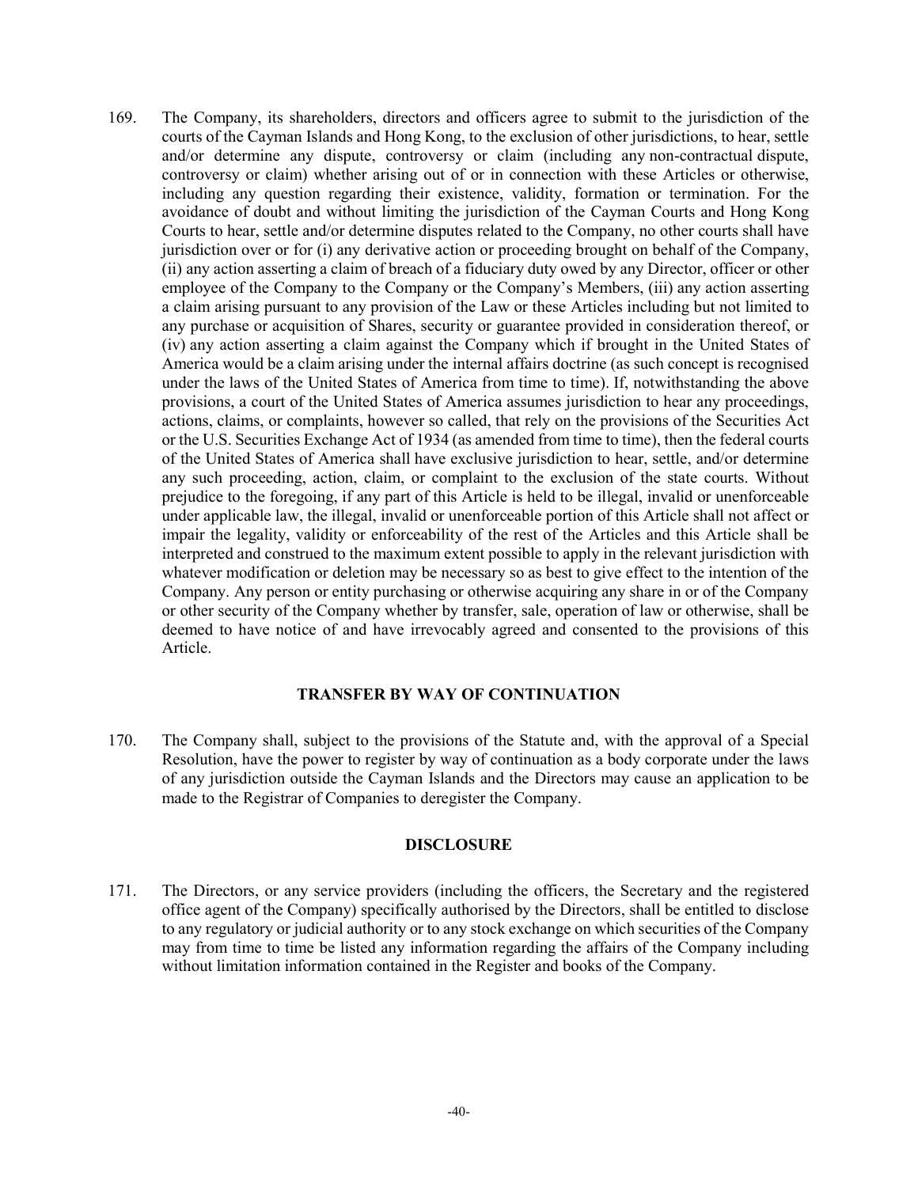169. The Company, its shareholders, directors and officers agree to submit to the jurisdiction of the courts of the Cayman Islands and Hong Kong, to the exclusion of other jurisdictions, to hear, settle and/or determine any dispute, controversy or claim (including any non-contractual dispute, controversy or claim) whether arising out of or in connection with these Articles or otherwise, including any question regarding their existence, validity, formation or termination. For the avoidance of doubt and without limiting the jurisdiction of the Cayman Courts and Hong Kong Courts to hear, settle and/or determine disputes related to the Company, no other courts shall have jurisdiction over or for (i) any derivative action or proceeding brought on behalf of the Company, (ii) any action asserting a claim of breach of a fiduciary duty owed by any Director, officer or other employee of the Company to the Company or the Company's Members, (iii) any action asserting a claim arising pursuant to any provision of the Law or these Articles including but not limited to any purchase or acquisition of Shares, security or guarantee provided in consideration thereof, or (iv) any action asserting a claim against the Company which if brought in the United States of America would be a claim arising under the internal affairs doctrine (as such concept is recognised under the laws of the United States of America from time to time). If, notwithstanding the above provisions, a court of the United States of America assumes jurisdiction to hear any proceedings, actions, claims, or complaints, however so called, that rely on the provisions of the Securities Act or the U.S. Securities Exchange Act of 1934 (as amended from time to time), then the federal courts of the United States of America shall have exclusive jurisdiction to hear, settle, and/or determine any such proceeding, action, claim, or complaint to the exclusion of the state courts. Without prejudice to the foregoing, if any part of this Article is held to be illegal, invalid or unenforceable under applicable law, the illegal, invalid or unenforceable portion of this Article shall not affect or impair the legality, validity or enforceability of the rest of the Articles and this Article shall be interpreted and construed to the maximum extent possible to apply in the relevant jurisdiction with whatever modification or deletion may be necessary so as best to give effect to the intention of the Company. Any person or entity purchasing or otherwise acquiring any share in or of the Company or other security of the Company whether by transfer, sale, operation of law or otherwise, shall be deemed to have notice of and have irrevocably agreed and consented to the provisions of this Article.

## TRANSFER BY WAY OF CONTINUATION

170. The Company shall, subject to the provisions of the Statute and, with the approval of a Special Resolution, have the power to register by way of continuation as a body corporate under the laws of any jurisdiction outside the Cayman Islands and the Directors may cause an application to be made to the Registrar of Companies to deregister the Company.

## DISCLOSURE

171. The Directors, or any service providers (including the officers, the Secretary and the registered office agent of the Company) specifically authorised by the Directors, shall be entitled to disclose to any regulatory or judicial authority or to any stock exchange on which securities of the Company may from time to time be listed any information regarding the affairs of the Company including without limitation information contained in the Register and books of the Company.